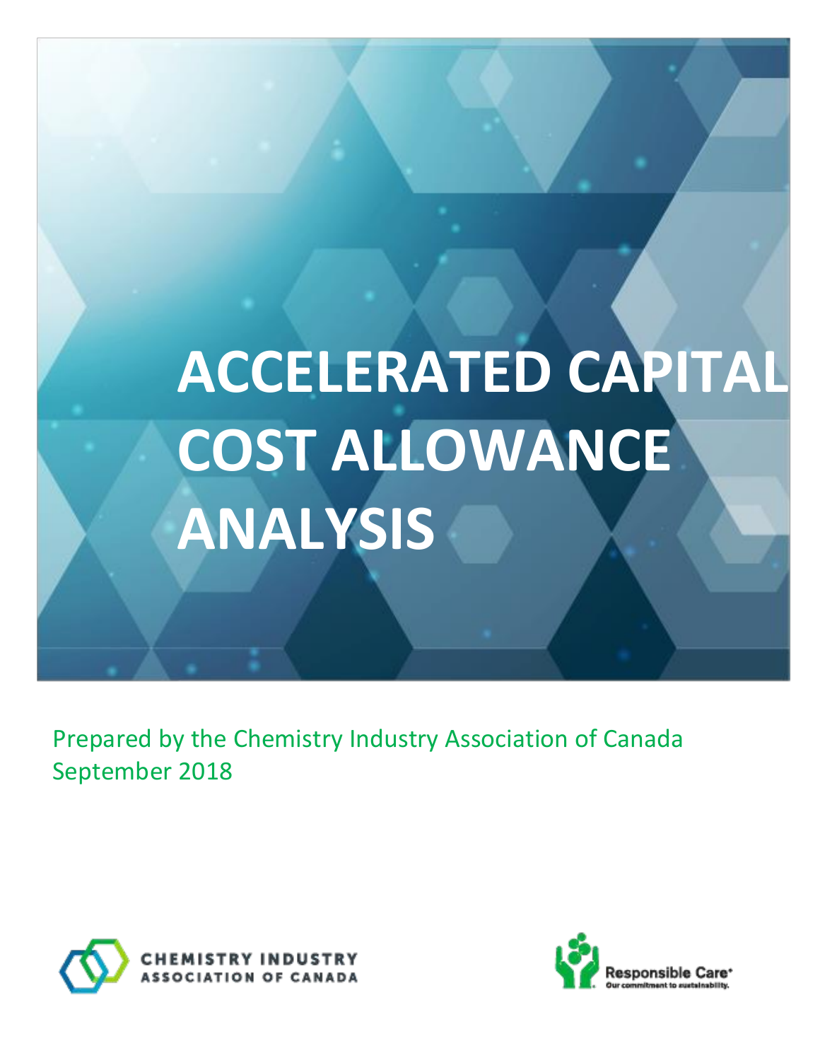# ACCELERATED CAPITAL COST ALLOWANCE ANALYSIS

Prepared by the Chemistry Industry Association of Canada
September 2018

CHEMISTRY INDUSTRY ASSOCIATION OF CANADA

Responsible Care®
Our commitment to sustainability.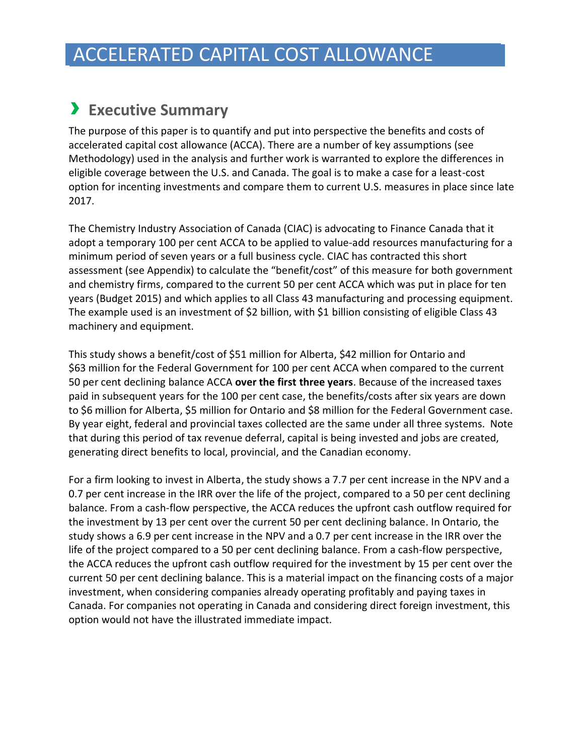# ACCELERATED CAPITAL COST ALLOWANCE

## › Executive Summary

The purpose of this paper is to quantify and put into perspective the benefits and costs of accelerated capital cost allowance (ACCA). There are a number of key assumptions (see Methodology) used in the analysis and further work is warranted to explore the differences in eligible coverage between the U.S. and Canada. The goal is to make a case for a least-cost option for incenting investments and compare them to current U.S. measures in place since late 2017.

The Chemistry Industry Association of Canada (CIAC) is advocating to Finance Canada that it adopt a temporary 100 per cent ACCA to be applied to value-add resources manufacturing for a minimum period of seven years or a full business cycle. CIAC has contracted this short assessment (see Appendix) to calculate the "benefit/cost" of this measure for both government and chemistry firms, compared to the current 50 per cent ACCA which was put in place for ten years (Budget 2015) and which applies to all Class 43 manufacturing and processing equipment. The example used is an investment of $2 billion, with $1 billion consisting of eligible Class 43 machinery and equipment.

This study shows a benefit/cost of $51 million for Alberta, $42 million for Ontario and $63 million for the Federal Government for 100 per cent ACCA when compared to the current 50 per cent declining balance ACCA **over the first three years**. Because of the increased taxes paid in subsequent years for the 100 per cent case, the benefits/costs after six years are down to $6 million for Alberta, $5 million for Ontario and $8 million for the Federal Government case. By year eight, federal and provincial taxes collected are the same under all three systems. Note that during this period of tax revenue deferral, capital is being invested and jobs are created, generating direct benefits to local, provincial, and the Canadian economy.

For a firm looking to invest in Alberta, the study shows a 7.7 per cent increase in the NPV and a 0.7 per cent increase in the IRR over the life of the project, compared to a 50 per cent declining balance. From a cash-flow perspective, the ACCA reduces the upfront cash outflow required for the investment by 13 per cent over the current 50 per cent declining balance. In Ontario, the study shows a 6.9 per cent increase in the NPV and a 0.7 per cent increase in the IRR over the life of the project compared to a 50 per cent declining balance. From a cash-flow perspective, the ACCA reduces the upfront cash outflow required for the investment by 15 per cent over the current 50 per cent declining balance. This is a material impact on the financing costs of a major investment, when considering companies already operating profitably and paying taxes in Canada. For companies not operating in Canada and considering direct foreign investment, this option would not have the illustrated immediate impact.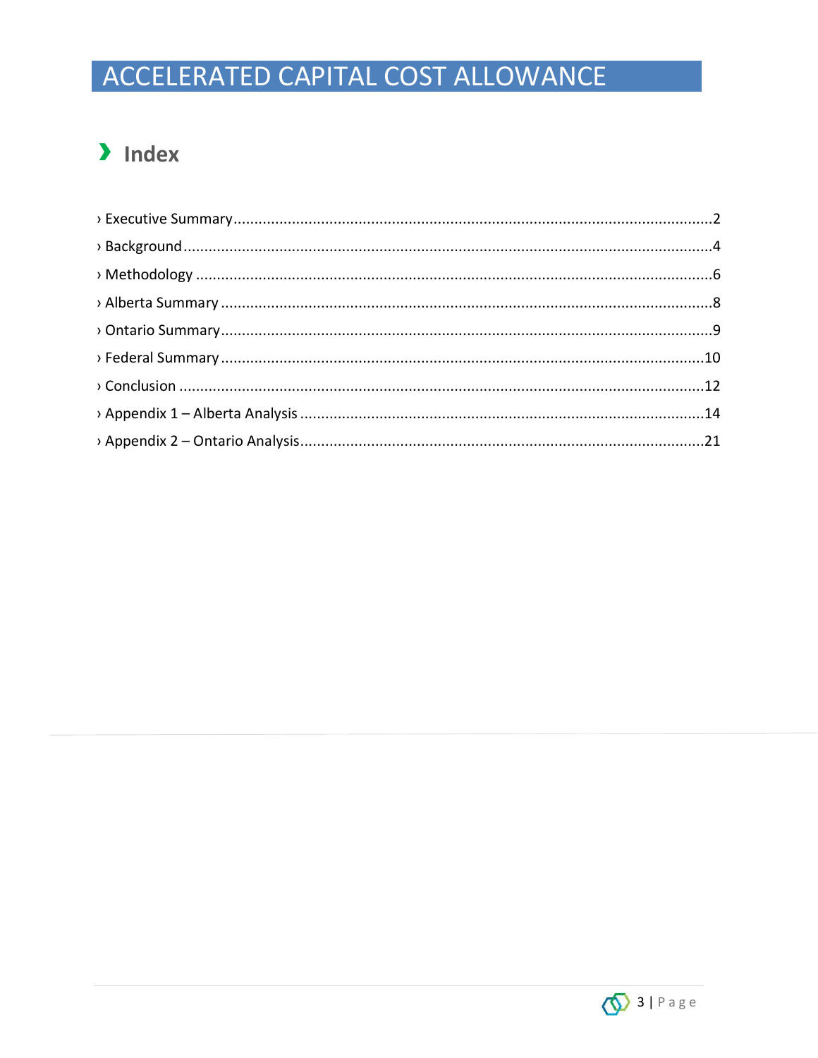# ACCELERATED CAPITAL COST ALLOWANCE

## › Index

› Executive Summary ........................................................................................................ 2
› Background ..................................................................................................................... 4
› Methodology ................................................................................................................... 6
› Alberta Summary ............................................................................................................ 8
› Ontario Summary ............................................................................................................ 9
› Federal Summary ........................................................................................................... 10
› Conclusion ..................................................................................................................... 12
› Appendix 1 – Alberta Analysis ....................................................................................... 14
› Appendix 2 – Ontario Analysis ....................................................................................... 21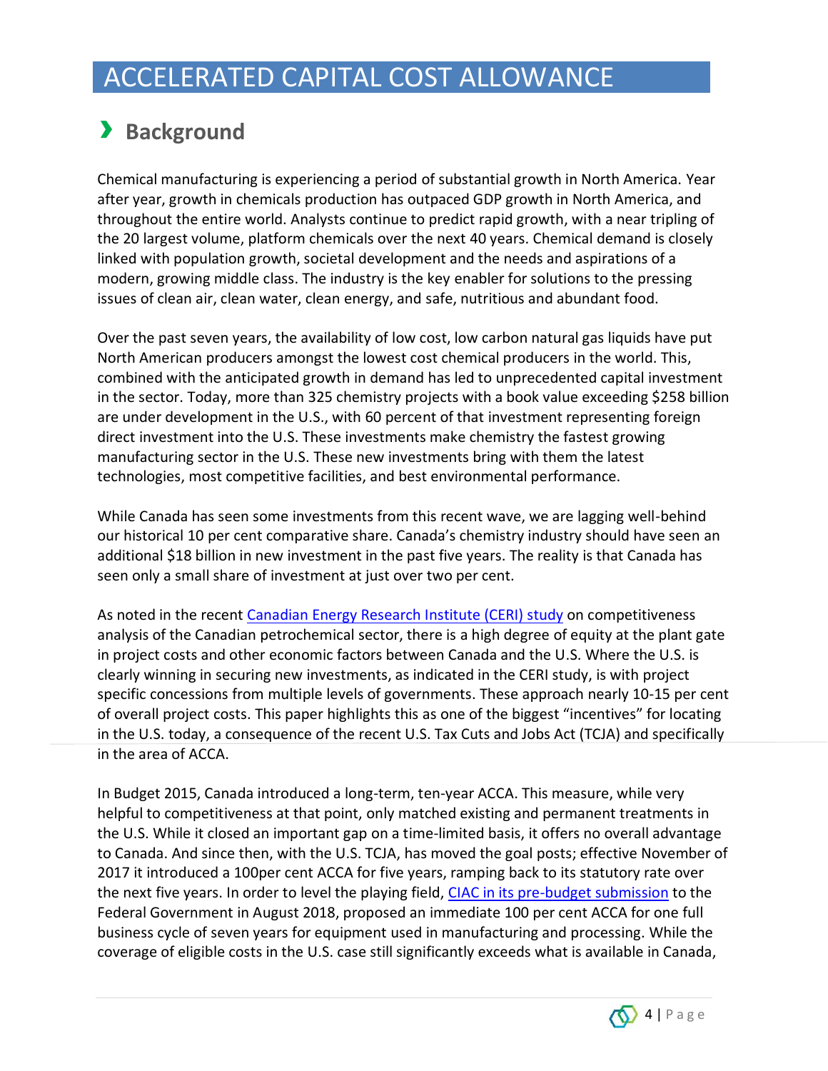# ACCELERATED CAPITAL COST ALLOWANCE

## › Background

Chemical manufacturing is experiencing a period of substantial growth in North America. Year after year, growth in chemicals production has outpaced GDP growth in North America, and throughout the entire world. Analysts continue to predict rapid growth, with a near tripling of the 20 largest volume, platform chemicals over the next 40 years. Chemical demand is closely linked with population growth, societal development and the needs and aspirations of a modern, growing middle class. The industry is the key enabler for solutions to the pressing issues of clean air, clean water, clean energy, and safe, nutritious and abundant food.

Over the past seven years, the availability of low cost, low carbon natural gas liquids have put North American producers amongst the lowest cost chemical producers in the world. This, combined with the anticipated growth in demand has led to unprecedented capital investment in the sector. Today, more than 325 chemistry projects with a book value exceeding $258 billion are under development in the U.S., with 60 percent of that investment representing foreign direct investment into the U.S. These investments make chemistry the fastest growing manufacturing sector in the U.S. These new investments bring with them the latest technologies, most competitive facilities, and best environmental performance.

While Canada has seen some investments from this recent wave, we are lagging well-behind our historical 10 per cent comparative share. Canada's chemistry industry should have seen an additional $18 billion in new investment in the past five years. The reality is that Canada has seen only a small share of investment at just over two per cent.

As noted in the recent [Canadian Energy Research Institute (CERI) study] on competitiveness analysis of the Canadian petrochemical sector, there is a high degree of equity at the plant gate in project costs and other economic factors between Canada and the U.S. Where the U.S. is clearly winning in securing new investments, as indicated in the CERI study, is with project specific concessions from multiple levels of governments. These approach nearly 10-15 per cent of overall project costs. This paper highlights this as one of the biggest "incentives" for locating in the U.S. today, a consequence of the recent U.S. Tax Cuts and Jobs Act (TCJA) and specifically in the area of ACCA.

In Budget 2015, Canada introduced a long-term, ten-year ACCA. This measure, while very helpful to competitiveness at that point, only matched existing and permanent treatments in the U.S. While it closed an important gap on a time-limited basis, it offers no overall advantage to Canada. And since then, with the U.S. TCJA, has moved the goal posts; effective November of 2017 it introduced a 100per cent ACCA for five years, ramping back to its statutory rate over the next five years. In order to level the playing field, [CIAC in its pre-budget submission] to the Federal Government in August 2018, proposed an immediate 100 per cent ACCA for one full business cycle of seven years for equipment used in manufacturing and processing. While the coverage of eligible costs in the U.S. case still significantly exceeds what is available in Canada,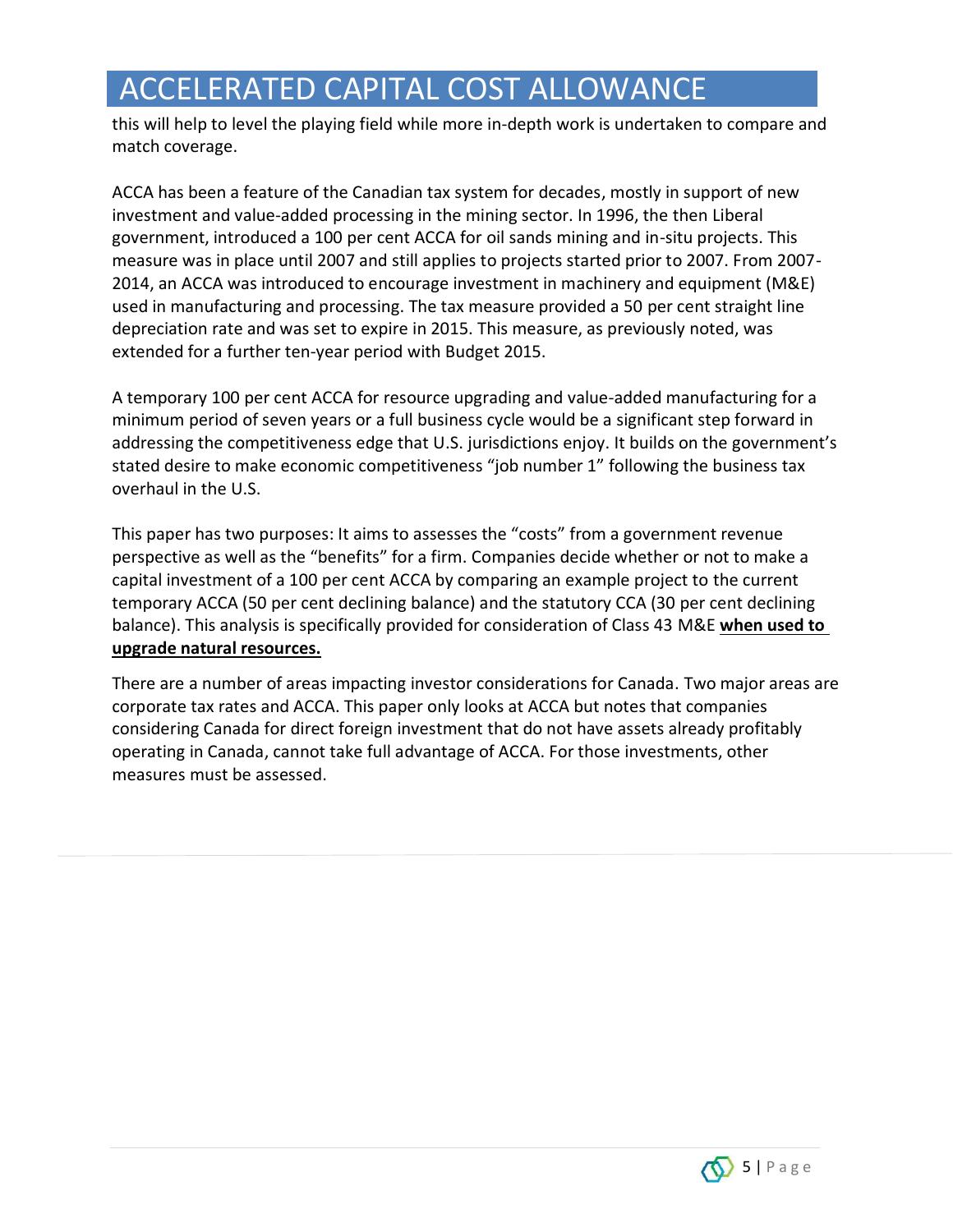# ACCELERATED CAPITAL COST ALLOWANCE

this will help to level the playing field while more in-depth work is undertaken to compare and match coverage.

ACCA has been a feature of the Canadian tax system for decades, mostly in support of new investment and value-added processing in the mining sector. In 1996, the then Liberal government, introduced a 100 per cent ACCA for oil sands mining and in-situ projects. This measure was in place until 2007 and still applies to projects started prior to 2007. From 2007-2014, an ACCA was introduced to encourage investment in machinery and equipment (M&E) used in manufacturing and processing. The tax measure provided a 50 per cent straight line depreciation rate and was set to expire in 2015. This measure, as previously noted, was extended for a further ten-year period with Budget 2015.

A temporary 100 per cent ACCA for resource upgrading and value-added manufacturing for a minimum period of seven years or a full business cycle would be a significant step forward in addressing the competitiveness edge that U.S. jurisdictions enjoy. It builds on the government's stated desire to make economic competitiveness "job number 1" following the business tax overhaul in the U.S.

This paper has two purposes: It aims to assesses the "costs" from a government revenue perspective as well as the "benefits" for a firm. Companies decide whether or not to make a capital investment of a 100 per cent ACCA by comparing an example project to the current temporary ACCA (50 per cent declining balance) and the statutory CCA (30 per cent declining balance). This analysis is specifically provided for consideration of Class 43 M&E **when used to upgrade natural resources.**

There are a number of areas impacting investor considerations for Canada. Two major areas are corporate tax rates and ACCA. This paper only looks at ACCA but notes that companies considering Canada for direct foreign investment that do not have assets already profitably operating in Canada, cannot take full advantage of ACCA. For those investments, other measures must be assessed.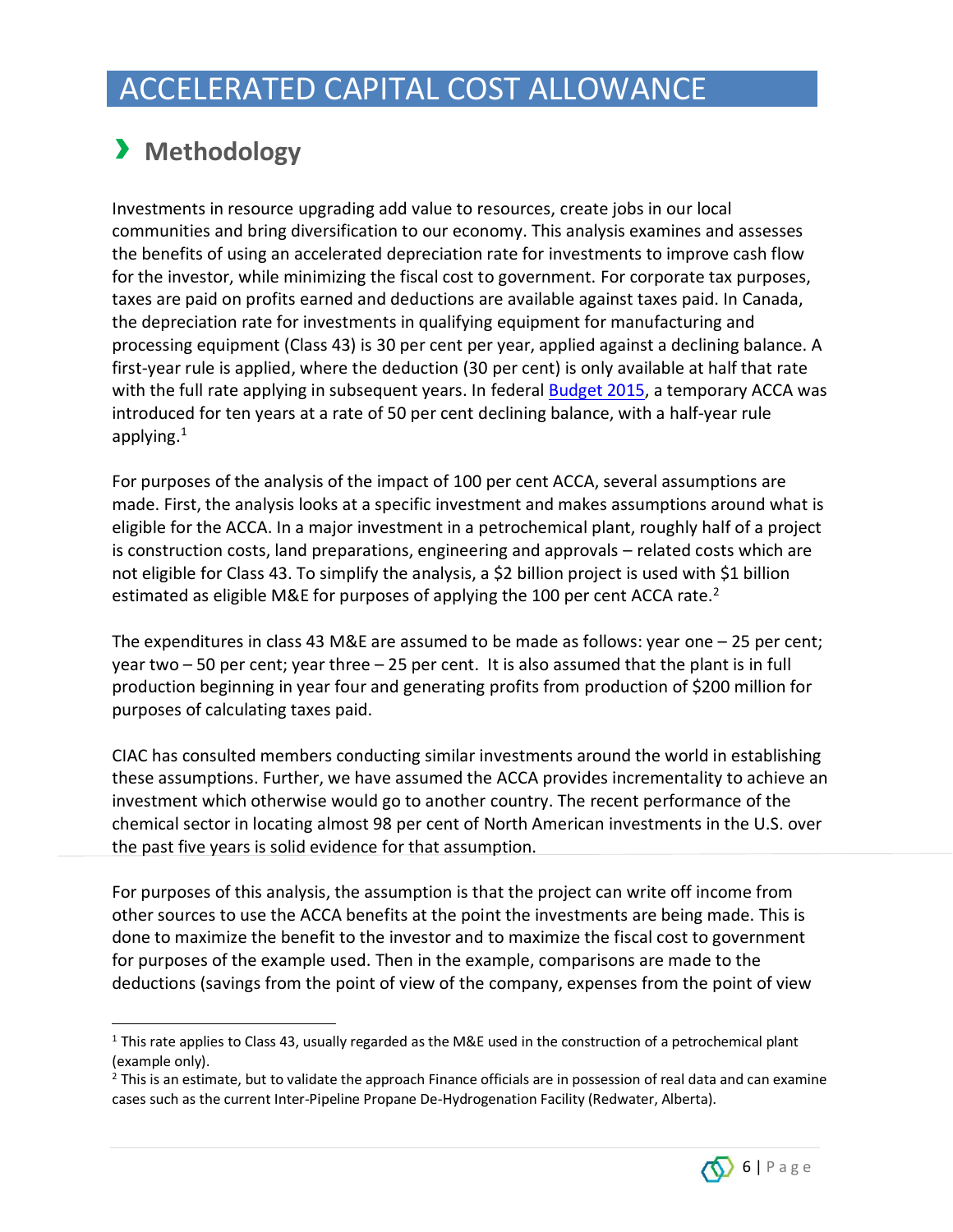# ACCELERATED CAPITAL COST ALLOWANCE

## › Methodology

Investments in resource upgrading add value to resources, create jobs in our local communities and bring diversification to our economy. This analysis examines and assesses the benefits of using an accelerated depreciation rate for investments to improve cash flow for the investor, while minimizing the fiscal cost to government. For corporate tax purposes, taxes are paid on profits earned and deductions are available against taxes paid. In Canada, the depreciation rate for investments in qualifying equipment for manufacturing and processing equipment (Class 43) is 30 per cent per year, applied against a declining balance. A first-year rule is applied, where the deduction (30 per cent) is only available at half that rate with the full rate applying in subsequent years. In federal Budget 2015, a temporary ACCA was introduced for ten years at a rate of 50 per cent declining balance, with a half-year rule applying.[1]

For purposes of the analysis of the impact of 100 per cent ACCA, several assumptions are made. First, the analysis looks at a specific investment and makes assumptions around what is eligible for the ACCA. In a major investment in a petrochemical plant, roughly half of a project is construction costs, land preparations, engineering and approvals – related costs which are not eligible for Class 43. To simplify the analysis, a $2 billion project is used with $1 billion estimated as eligible M&E for purposes of applying the 100 per cent ACCA rate.[2]

The expenditures in class 43 M&E are assumed to be made as follows: year one – 25 per cent; year two – 50 per cent; year three – 25 per cent. It is also assumed that the plant is in full production beginning in year four and generating profits from production of $200 million for purposes of calculating taxes paid.

CIAC has consulted members conducting similar investments around the world in establishing these assumptions. Further, we have assumed the ACCA provides incrementality to achieve an investment which otherwise would go to another country. The recent performance of the chemical sector in locating almost 98 per cent of North American investments in the U.S. over the past five years is solid evidence for that assumption.

For purposes of this analysis, the assumption is that the project can write off income from other sources to use the ACCA benefits at the point the investments are being made. This is done to maximize the benefit to the investor and to maximize the fiscal cost to government for purposes of the example used. Then in the example, comparisons are made to the deductions (savings from the point of view of the company, expenses from the point of view

---

[1] This rate applies to Class 43, usually regarded as the M&E used in the construction of a petrochemical plant (example only).

[2] This is an estimate, but to validate the approach Finance officials are in possession of real data and can examine cases such as the current Inter-Pipeline Propane De-Hydrogenation Facility (Redwater, Alberta).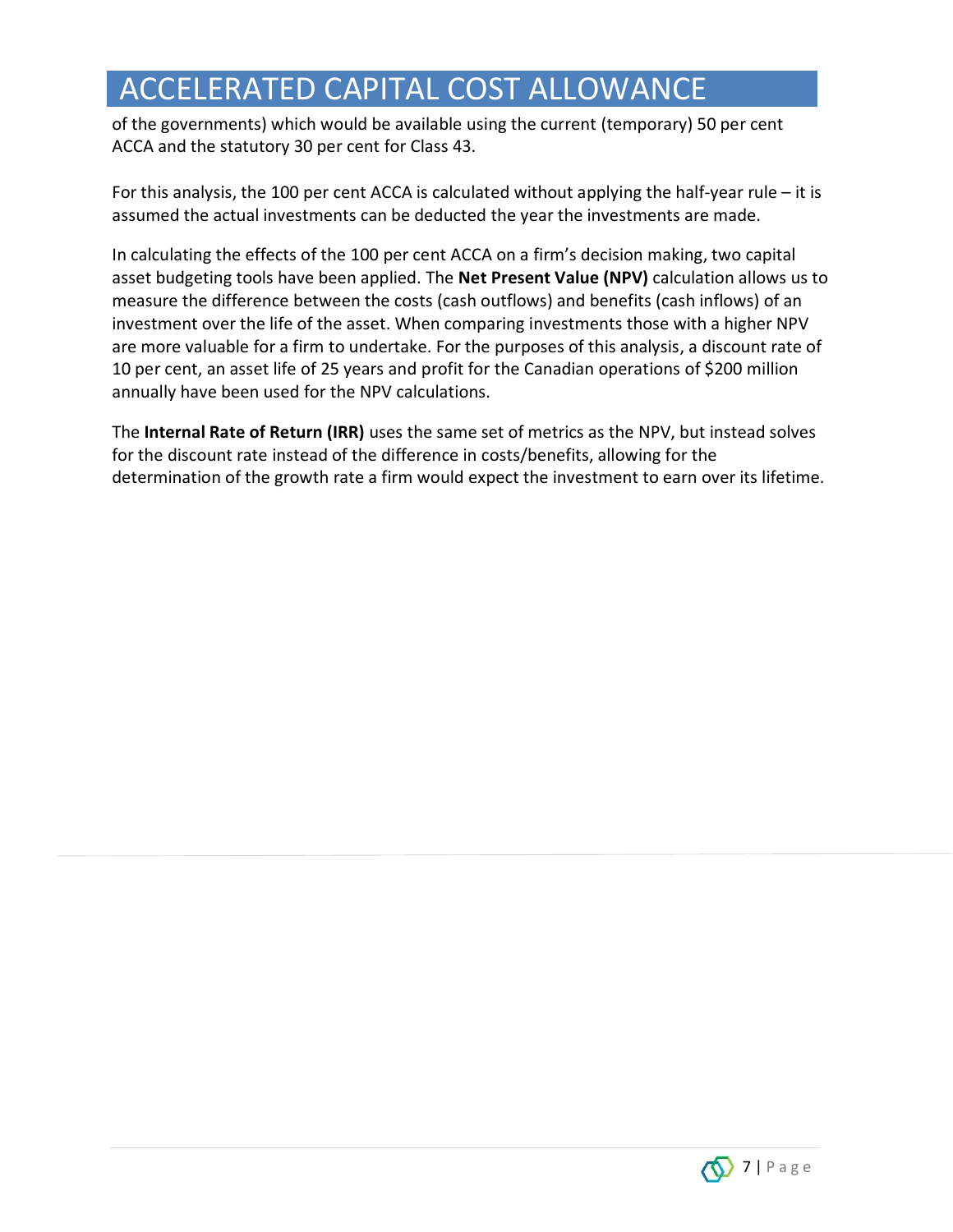# ACCELERATED CAPITAL COST ALLOWANCE

of the governments) which would be available using the current (temporary) 50 per cent ACCA and the statutory 30 per cent for Class 43.

For this analysis, the 100 per cent ACCA is calculated without applying the half-year rule – it is assumed the actual investments can be deducted the year the investments are made.

In calculating the effects of the 100 per cent ACCA on a firm's decision making, two capital asset budgeting tools have been applied. The **Net Present Value (NPV)** calculation allows us to measure the difference between the costs (cash outflows) and benefits (cash inflows) of an investment over the life of the asset. When comparing investments those with a higher NPV are more valuable for a firm to undertake. For the purposes of this analysis, a discount rate of 10 per cent, an asset life of 25 years and profit for the Canadian operations of $200 million annually have been used for the NPV calculations.

The **Internal Rate of Return (IRR)** uses the same set of metrics as the NPV, but instead solves for the discount rate instead of the difference in costs/benefits, allowing for the determination of the growth rate a firm would expect the investment to earn over its lifetime.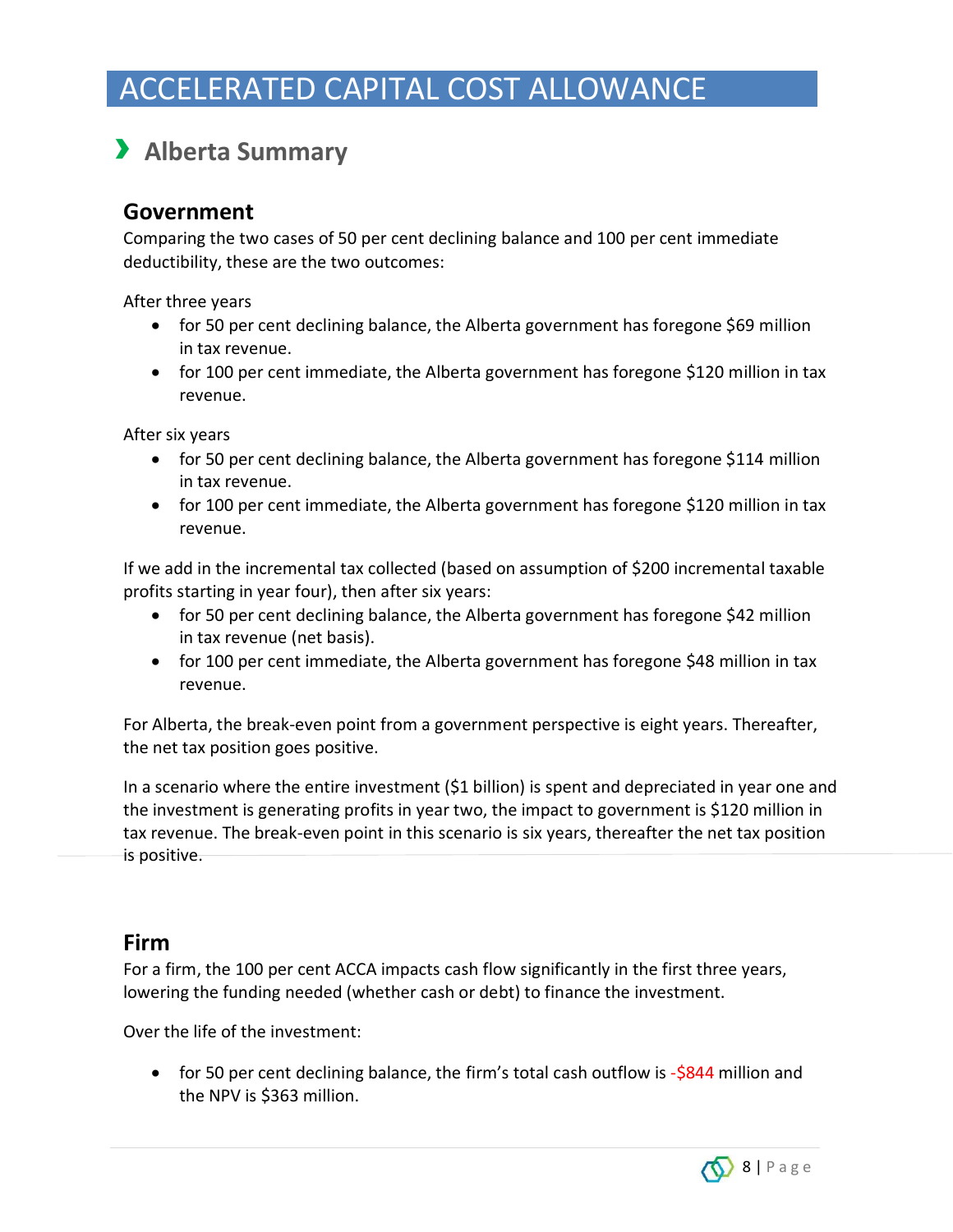# ACCELERATED CAPITAL COST ALLOWANCE

## Alberta Summary

### Government

Comparing the two cases of 50 per cent declining balance and 100 per cent immediate deductibility, these are the two outcomes:

After three years

- for 50 per cent declining balance, the Alberta government has foregone $69 million in tax revenue.
- for 100 per cent immediate, the Alberta government has foregone $120 million in tax revenue.

After six years

- for 50 per cent declining balance, the Alberta government has foregone $114 million in tax revenue.
- for 100 per cent immediate, the Alberta government has foregone $120 million in tax revenue.

If we add in the incremental tax collected (based on assumption of $200 incremental taxable profits starting in year four), then after six years:

- for 50 per cent declining balance, the Alberta government has foregone $42 million in tax revenue (net basis).
- for 100 per cent immediate, the Alberta government has foregone $48 million in tax revenue.

For Alberta, the break-even point from a government perspective is eight years. Thereafter, the net tax position goes positive.

In a scenario where the entire investment ($1 billion) is spent and depreciated in year one and the investment is generating profits in year two, the impact to government is $120 million in tax revenue. The break-even point in this scenario is six years, thereafter the net tax position is positive.

### Firm

For a firm, the 100 per cent ACCA impacts cash flow significantly in the first three years, lowering the funding needed (whether cash or debt) to finance the investment.

Over the life of the investment:

- for 50 per cent declining balance, the firm's total cash outflow is -$844 million and the NPV is $363 million.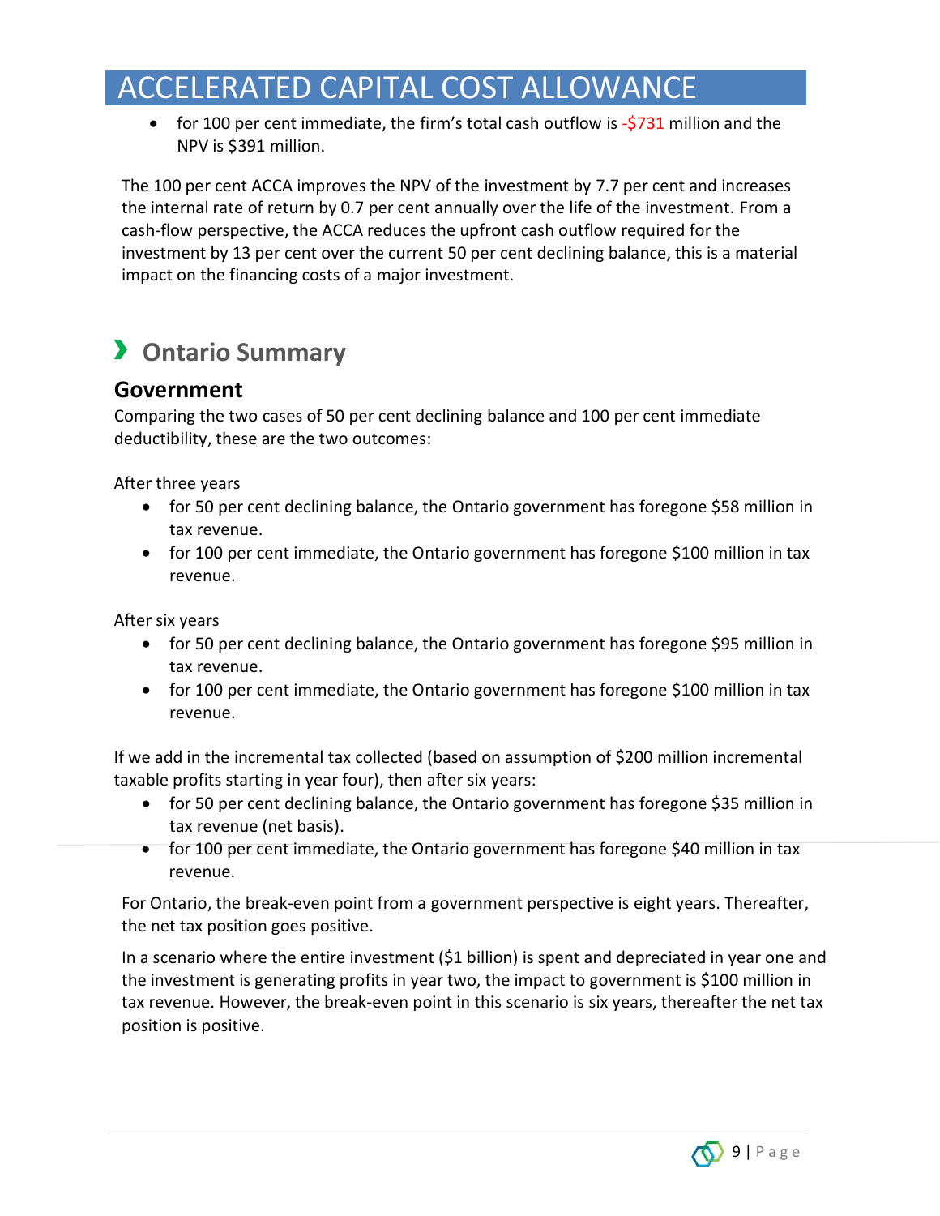# ACCELERATED CAPITAL COST ALLOWANCE

- for 100 per cent immediate, the firm's total cash outflow is -$731 million and the NPV is $391 million.

The 100 per cent ACCA improves the NPV of the investment by 7.7 per cent and increases the internal rate of return by 0.7 per cent annually over the life of the investment. From a cash-flow perspective, the ACCA reduces the upfront cash outflow required for the investment by 13 per cent over the current 50 per cent declining balance, this is a material impact on the financing costs of a major investment.

## Ontario Summary

### Government

Comparing the two cases of 50 per cent declining balance and 100 per cent immediate deductibility, these are the two outcomes:

After three years

- for 50 per cent declining balance, the Ontario government has foregone $58 million in tax revenue.
- for 100 per cent immediate, the Ontario government has foregone $100 million in tax revenue.

After six years

- for 50 per cent declining balance, the Ontario government has foregone $95 million in tax revenue.
- for 100 per cent immediate, the Ontario government has foregone $100 million in tax revenue.

If we add in the incremental tax collected (based on assumption of $200 million incremental taxable profits starting in year four), then after six years:

- for 50 per cent declining balance, the Ontario government has foregone $35 million in tax revenue (net basis).
- for 100 per cent immediate, the Ontario government has foregone $40 million in tax revenue.

For Ontario, the break-even point from a government perspective is eight years. Thereafter, the net tax position goes positive.

In a scenario where the entire investment ($1 billion) is spent and depreciated in year one and the investment is generating profits in year two, the impact to government is $100 million in tax revenue. However, the break-even point in this scenario is six years, thereafter the net tax position is positive.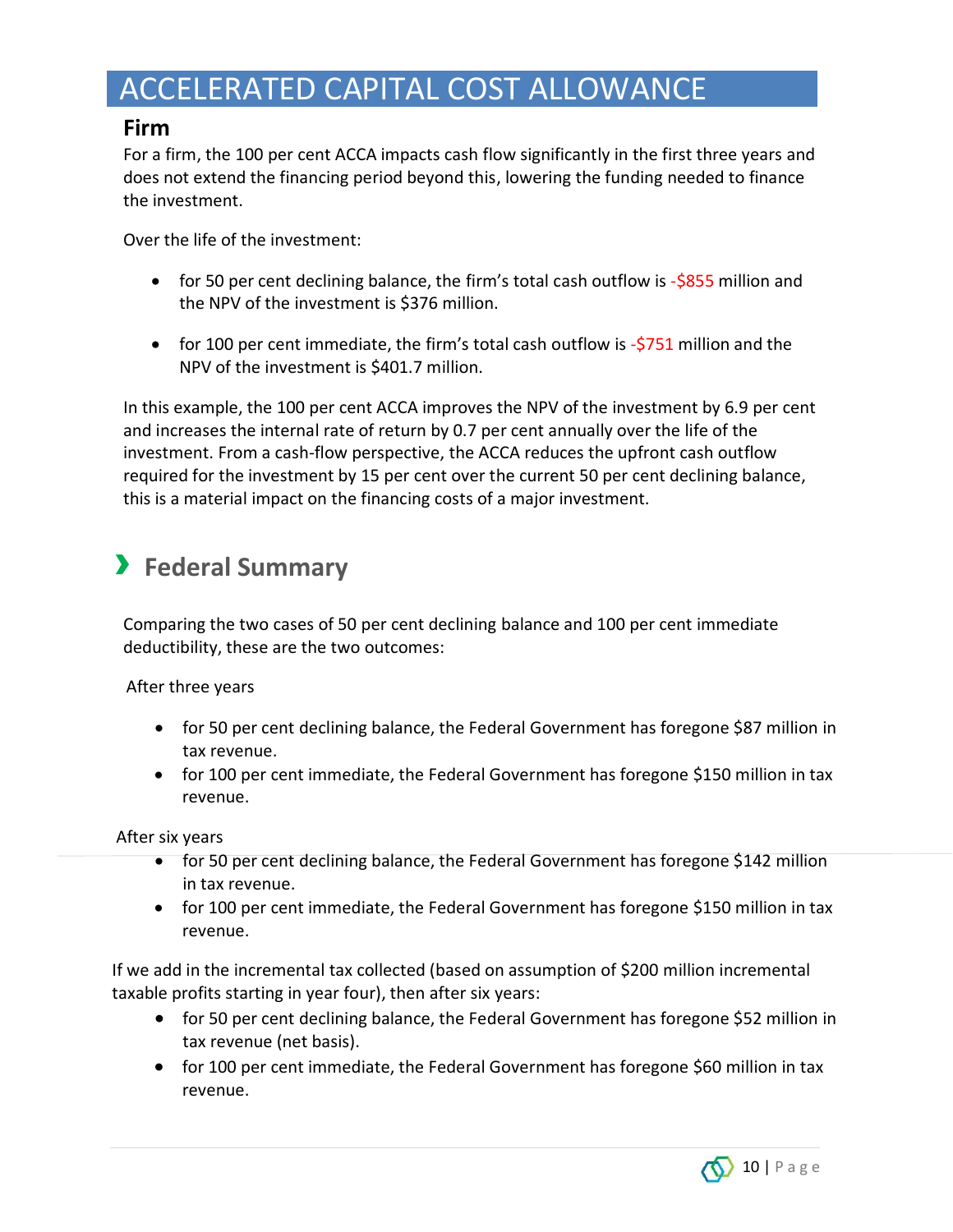# ACCELERATED CAPITAL COST ALLOWANCE

## Firm

For a firm, the 100 per cent ACCA impacts cash flow significantly in the first three years and does not extend the financing period beyond this, lowering the funding needed to finance the investment.

Over the life of the investment:

- for 50 per cent declining balance, the firm's total cash outflow is -$855 million and the NPV of the investment is $376 million.
- for 100 per cent immediate, the firm's total cash outflow is -$751 million and the NPV of the investment is $401.7 million.

In this example, the 100 per cent ACCA improves the NPV of the investment by 6.9 per cent and increases the internal rate of return by 0.7 per cent annually over the life of the investment. From a cash-flow perspective, the ACCA reduces the upfront cash outflow required for the investment by 15 per cent over the current 50 per cent declining balance, this is a material impact on the financing costs of a major investment.

## Federal Summary

Comparing the two cases of 50 per cent declining balance and 100 per cent immediate deductibility, these are the two outcomes:

After three years

- for 50 per cent declining balance, the Federal Government has foregone $87 million in tax revenue.
- for 100 per cent immediate, the Federal Government has foregone $150 million in tax revenue.

After six years

- for 50 per cent declining balance, the Federal Government has foregone $142 million in tax revenue.
- for 100 per cent immediate, the Federal Government has foregone $150 million in tax revenue.

If we add in the incremental tax collected (based on assumption of $200 million incremental taxable profits starting in year four), then after six years:

- for 50 per cent declining balance, the Federal Government has foregone $52 million in tax revenue (net basis).
- for 100 per cent immediate, the Federal Government has foregone $60 million in tax revenue.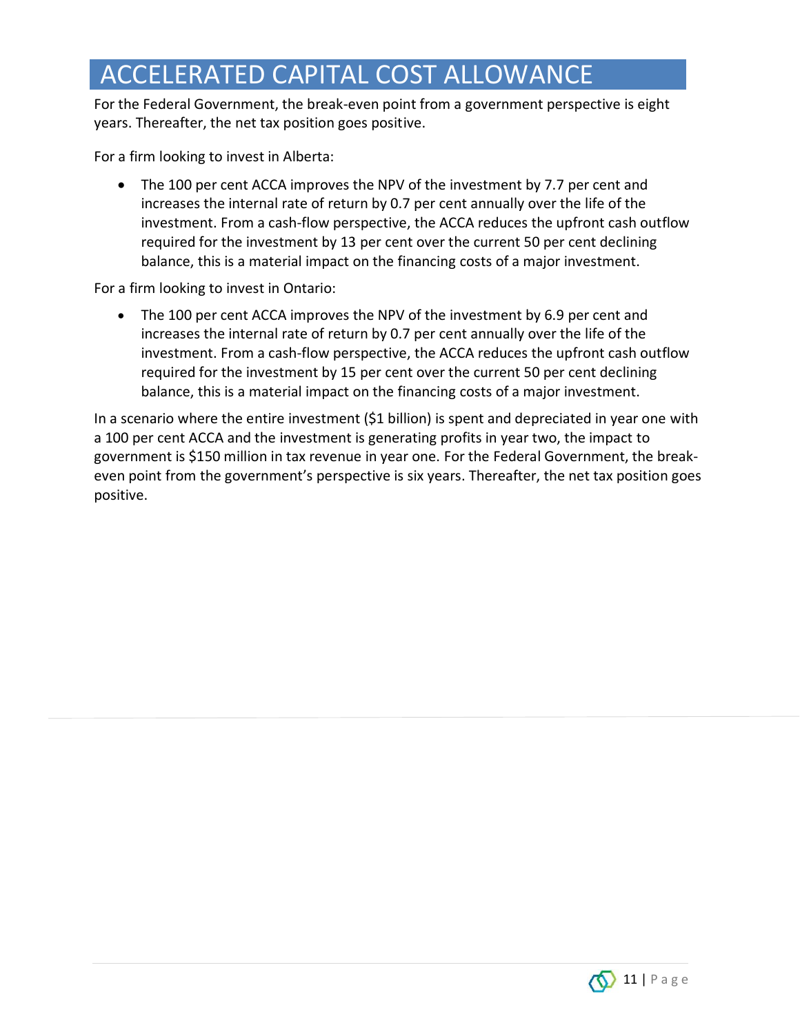# ACCELERATED CAPITAL COST ALLOWANCE

For the Federal Government, the break-even point from a government perspective is eight years. Thereafter, the net tax position goes positive.

For a firm looking to invest in Alberta:

- The 100 per cent ACCA improves the NPV of the investment by 7.7 per cent and increases the internal rate of return by 0.7 per cent annually over the life of the investment. From a cash-flow perspective, the ACCA reduces the upfront cash outflow required for the investment by 13 per cent over the current 50 per cent declining balance, this is a material impact on the financing costs of a major investment.

For a firm looking to invest in Ontario:

- The 100 per cent ACCA improves the NPV of the investment by 6.9 per cent and increases the internal rate of return by 0.7 per cent annually over the life of the investment. From a cash-flow perspective, the ACCA reduces the upfront cash outflow required for the investment by 15 per cent over the current 50 per cent declining balance, this is a material impact on the financing costs of a major investment.

In a scenario where the entire investment ($1 billion) is spent and depreciated in year one with a 100 per cent ACCA and the investment is generating profits in year two, the impact to government is $150 million in tax revenue in year one. For the Federal Government, the break-even point from the government's perspective is six years. Thereafter, the net tax position goes positive.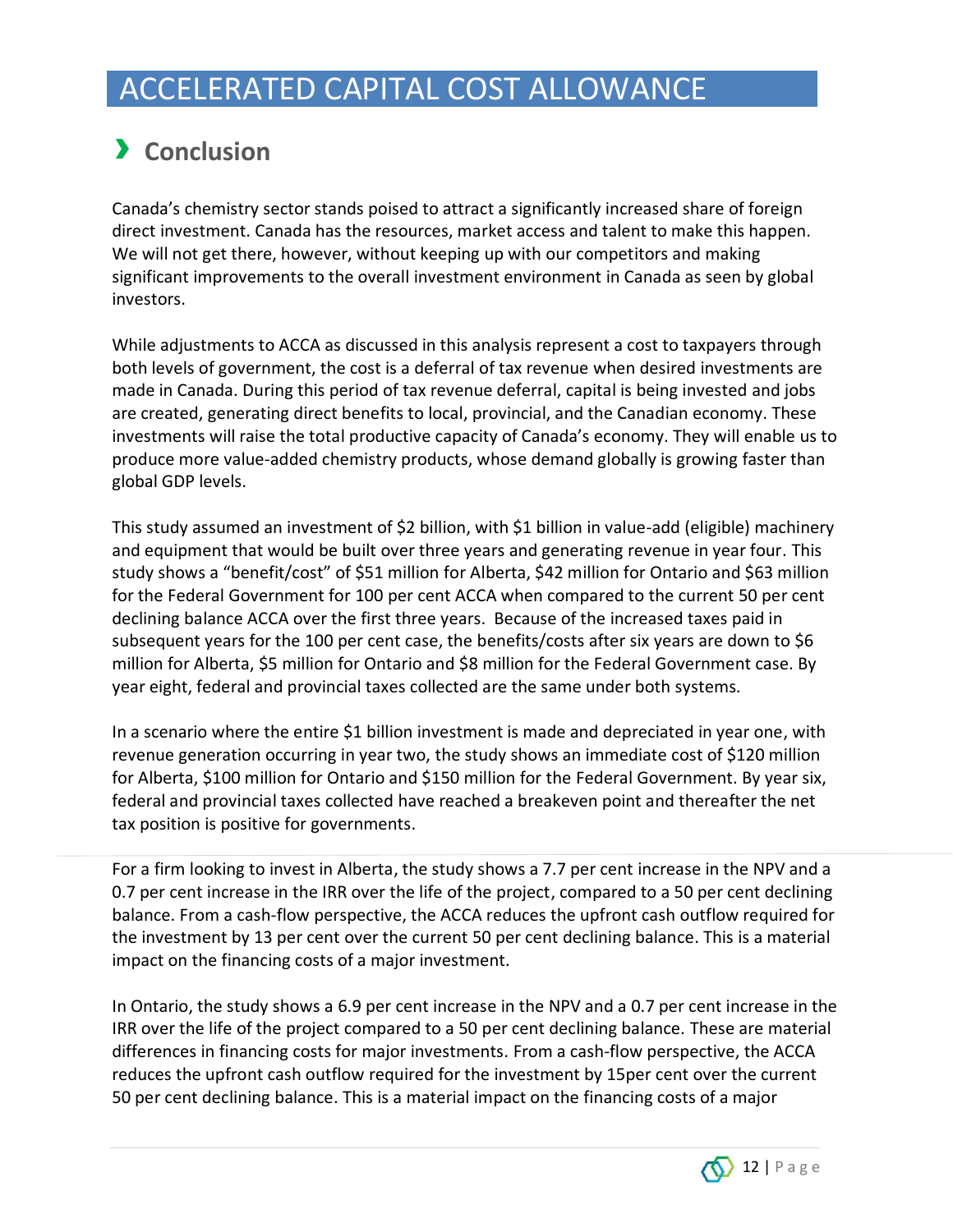# ACCELERATED CAPITAL COST ALLOWANCE

## › Conclusion

Canada's chemistry sector stands poised to attract a significantly increased share of foreign direct investment. Canada has the resources, market access and talent to make this happen. We will not get there, however, without keeping up with our competitors and making significant improvements to the overall investment environment in Canada as seen by global investors.

While adjustments to ACCA as discussed in this analysis represent a cost to taxpayers through both levels of government, the cost is a deferral of tax revenue when desired investments are made in Canada. During this period of tax revenue deferral, capital is being invested and jobs are created, generating direct benefits to local, provincial, and the Canadian economy. These investments will raise the total productive capacity of Canada's economy. They will enable us to produce more value-added chemistry products, whose demand globally is growing faster than global GDP levels.

This study assumed an investment of $2 billion, with $1 billion in value-add (eligible) machinery and equipment that would be built over three years and generating revenue in year four. This study shows a "benefit/cost" of $51 million for Alberta, $42 million for Ontario and $63 million for the Federal Government for 100 per cent ACCA when compared to the current 50 per cent declining balance ACCA over the first three years. Because of the increased taxes paid in subsequent years for the 100 per cent case, the benefits/costs after six years are down to $6 million for Alberta, $5 million for Ontario and $8 million for the Federal Government case. By year eight, federal and provincial taxes collected are the same under both systems.

In a scenario where the entire $1 billion investment is made and depreciated in year one, with revenue generation occurring in year two, the study shows an immediate cost of $120 million for Alberta, $100 million for Ontario and $150 million for the Federal Government. By year six, federal and provincial taxes collected have reached a breakeven point and thereafter the net tax position is positive for governments.

For a firm looking to invest in Alberta, the study shows a 7.7 per cent increase in the NPV and a 0.7 per cent increase in the IRR over the life of the project, compared to a 50 per cent declining balance. From a cash-flow perspective, the ACCA reduces the upfront cash outflow required for the investment by 13 per cent over the current 50 per cent declining balance. This is a material impact on the financing costs of a major investment.

In Ontario, the study shows a 6.9 per cent increase in the NPV and a 0.7 per cent increase in the IRR over the life of the project compared to a 50 per cent declining balance. These are material differences in financing costs for major investments. From a cash-flow perspective, the ACCA reduces the upfront cash outflow required for the investment by 15per cent over the current 50 per cent declining balance. This is a material impact on the financing costs of a major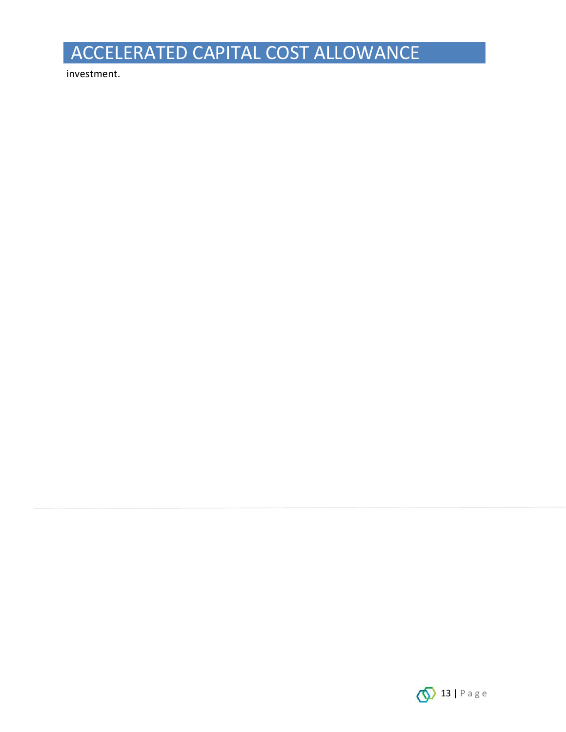# ACCELERATED CAPITAL COST ALLOWANCE

investment.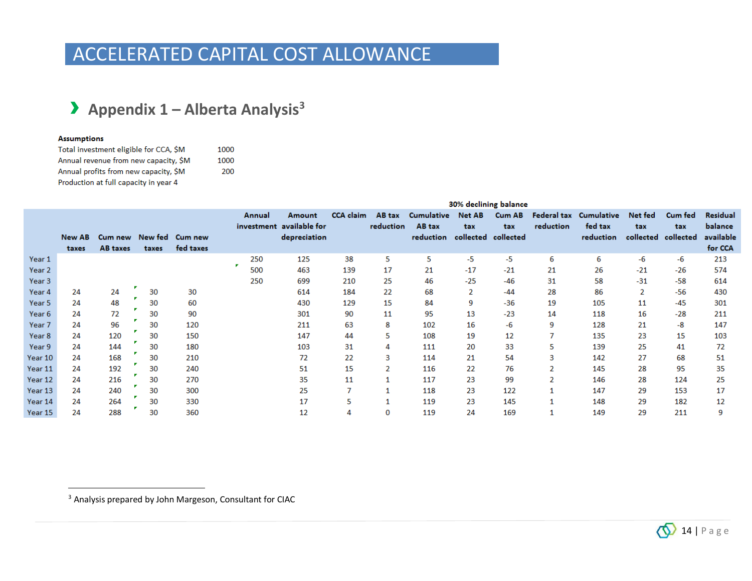# ACCELERATED CAPITAL COST ALLOWANCE

## Appendix 1 – Alberta Analysis[3]

**Assumptions**

| | |
|---|---|
| Total investment eligible for CCA, $M | 1000 |
| Annual revenue from new capacity, $M | 1000 |
| Annual profits from new capacity, $M | 200 |
| Production at full capacity in year 4 | |

30% declining balance

| | New AB taxes | Cum new AB taxes | New fed taxes | Cum new fed taxes | Annual investment | Amount available for depreciation | CCA claim | AB tax reduction | Cumulative AB tax reduction | Net AB tax collected | Cum AB tax collected | Federal tax reduction | Cumulative fed tax reduction | Net fed tax collected | Cum fed tax collected | Residual balance available for CCA |
|---|---|---|---|---|---|---|---|---|---|---|---|---|---|---|---|---|
| Year 1 | | | | | 250 | 125 | 38 | 5 | 5 | -5 | -5 | 6 | 6 | -6 | -6 | 213 |
| Year 2 | | | | | 500 | 463 | 139 | 17 | 21 | -17 | -21 | 21 | 26 | -21 | -26 | 574 |
| Year 3 | | | | | 250 | 699 | 210 | 25 | 46 | -25 | -46 | 31 | 58 | -31 | -58 | 614 |
| Year 4 | 24 | 24 | 30 | 30 | | 614 | 184 | 22 | 68 | 2 | -44 | 28 | 86 | 2 | -56 | 430 |
| Year 5 | 24 | 48 | 30 | 60 | | 430 | 129 | 15 | 84 | 9 | -36 | 19 | 105 | 11 | -45 | 301 |
| Year 6 | 24 | 72 | 30 | 90 | | 301 | 90 | 11 | 95 | 13 | -23 | 14 | 118 | 16 | -28 | 211 |
| Year 7 | 24 | 96 | 30 | 120 | | 211 | 63 | 8 | 102 | 16 | -6 | 9 | 128 | 21 | -8 | 147 |
| Year 8 | 24 | 120 | 30 | 150 | | 147 | 44 | 5 | 108 | 19 | 12 | 7 | 135 | 23 | 15 | 103 |
| Year 9 | 24 | 144 | 30 | 180 | | 103 | 31 | 4 | 111 | 20 | 33 | 5 | 139 | 25 | 41 | 72 |
| Year 10 | 24 | 168 | 30 | 210 | | 72 | 22 | 3 | 114 | 21 | 54 | 3 | 142 | 27 | 68 | 51 |
| Year 11 | 24 | 192 | 30 | 240 | | 51 | 15 | 2 | 116 | 22 | 76 | 2 | 145 | 28 | 95 | 35 |
| Year 12 | 24 | 216 | 30 | 270 | | 35 | 11 | 1 | 117 | 23 | 99 | 2 | 146 | 28 | 124 | 25 |
| Year 13 | 24 | 240 | 30 | 300 | | 25 | 7 | 1 | 118 | 23 | 122 | 1 | 147 | 29 | 153 | 17 |
| Year 14 | 24 | 264 | 30 | 330 | | 17 | 5 | 1 | 119 | 23 | 145 | 1 | 148 | 29 | 182 | 12 |
| Year 15 | 24 | 288 | 30 | 360 | | 12 | 4 | 0 | 119 | 24 | 169 | 1 | 149 | 29 | 211 | 9 |

[3] Analysis prepared by John Margeson, Consultant for CIAC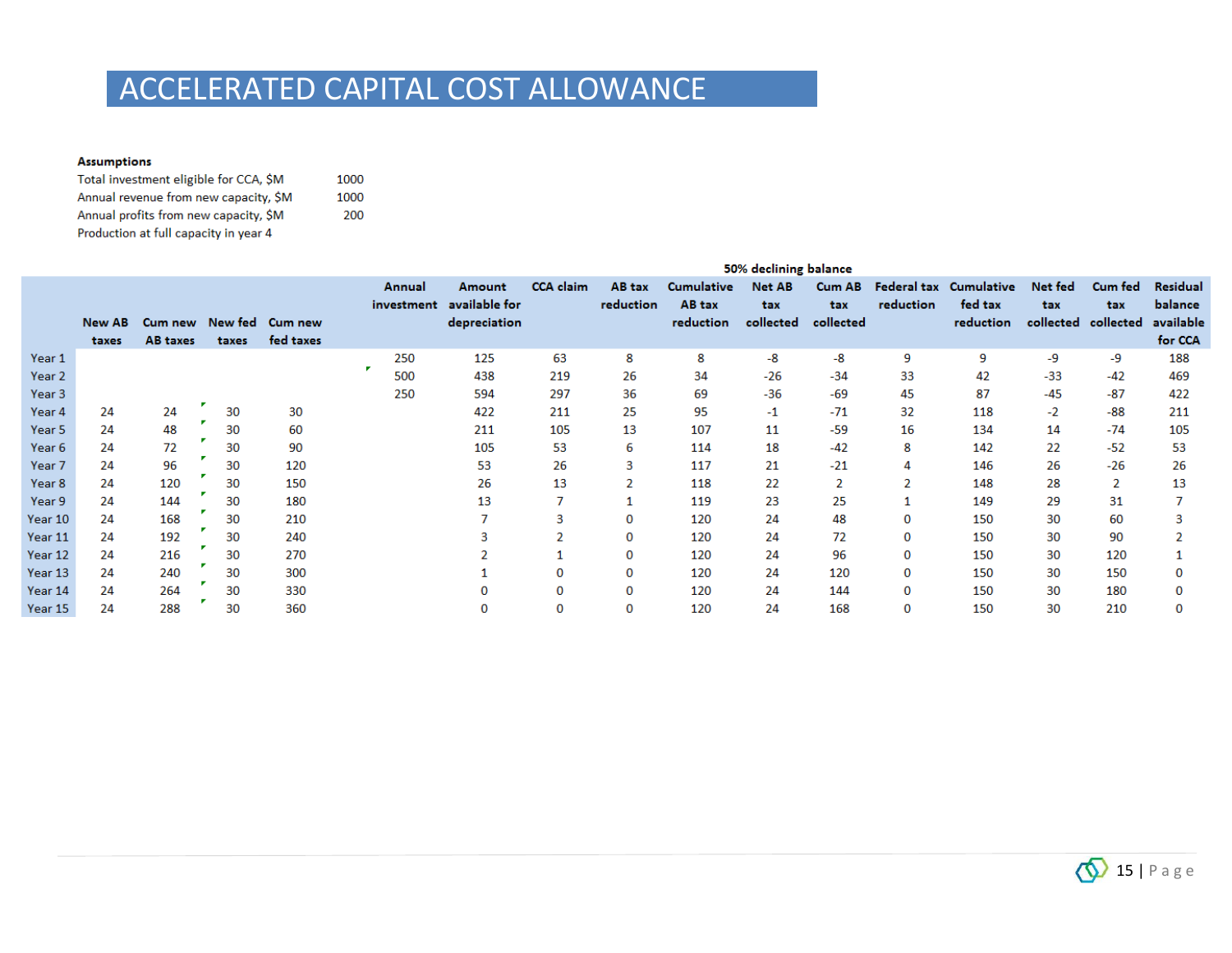# ACCELERATED CAPITAL COST ALLOWANCE

**Assumptions**

| | |
|---|---|
| Total investment eligible for CCA, \$M | 1000 |
| Annual revenue from new capacity, \$M | 1000 |
| Annual profits from new capacity, \$M | 200 |
| Production at full capacity in year 4 | |

| | | | | | | | | 50% declining balance | | | | | | | | |
|---|---|---|---|---|---|---|---|---|---|---|---|---|---|---|---|---|
| | New AB taxes | Cum new AB taxes | New fed taxes | Cum new fed taxes | Annual investment | Amount available for depreciation | CCA claim | AB tax reduction | Cumulative AB tax reduction | Net AB tax collected | Cum AB tax collected | Federal tax reduction | Cumulative fed tax reduction | Net fed tax collected | Cum fed tax collected | Residual balance available for CCA |
| Year 1 | | | | | 250 | 125 | 63 | 8 | 8 | -8 | -8 | 9 | 9 | -9 | -9 | 188 |
| Year 2 | | | | | 500 | 438 | 219 | 26 | 34 | -26 | -34 | 33 | 42 | -33 | -42 | 469 |
| Year 3 | | | | | 250 | 594 | 297 | 36 | 69 | -36 | -69 | 45 | 87 | -45 | -87 | 422 |
| Year 4 | 24 | 24 | 30 | 30 | | 422 | 211 | 25 | 95 | -1 | -71 | 32 | 118 | -2 | -88 | 211 |
| Year 5 | 24 | 48 | 30 | 60 | | 211 | 105 | 13 | 107 | 11 | -59 | 16 | 134 | 14 | -74 | 105 |
| Year 6 | 24 | 72 | 30 | 90 | | 105 | 53 | 6 | 114 | 18 | -42 | 8 | 142 | 22 | -52 | 53 |
| Year 7 | 24 | 96 | 30 | 120 | | 53 | 26 | 3 | 117 | 21 | -21 | 4 | 146 | 26 | -26 | 26 |
| Year 8 | 24 | 120 | 30 | 150 | | 26 | 13 | 2 | 118 | 22 | 2 | 2 | 148 | 28 | 2 | 13 |
| Year 9 | 24 | 144 | 30 | 180 | | 13 | 7 | 1 | 119 | 23 | 25 | 1 | 149 | 29 | 31 | 7 |
| Year 10 | 24 | 168 | 30 | 210 | | 7 | 3 | 0 | 120 | 24 | 48 | 0 | 150 | 30 | 60 | 3 |
| Year 11 | 24 | 192 | 30 | 240 | | 3 | 2 | 0 | 120 | 24 | 72 | 0 | 150 | 30 | 90 | 2 |
| Year 12 | 24 | 216 | 30 | 270 | | 2 | 1 | 0 | 120 | 24 | 96 | 0 | 150 | 30 | 120 | 1 |
| Year 13 | 24 | 240 | 30 | 300 | | 1 | 0 | 0 | 120 | 24 | 120 | 0 | 150 | 30 | 150 | 0 |
| Year 14 | 24 | 264 | 30 | 330 | | 0 | 0 | 0 | 120 | 24 | 144 | 0 | 150 | 30 | 180 | 0 |
| Year 15 | 24 | 288 | 30 | 360 | | 0 | 0 | 0 | 120 | 24 | 168 | 0 | 150 | 30 | 210 | 0 |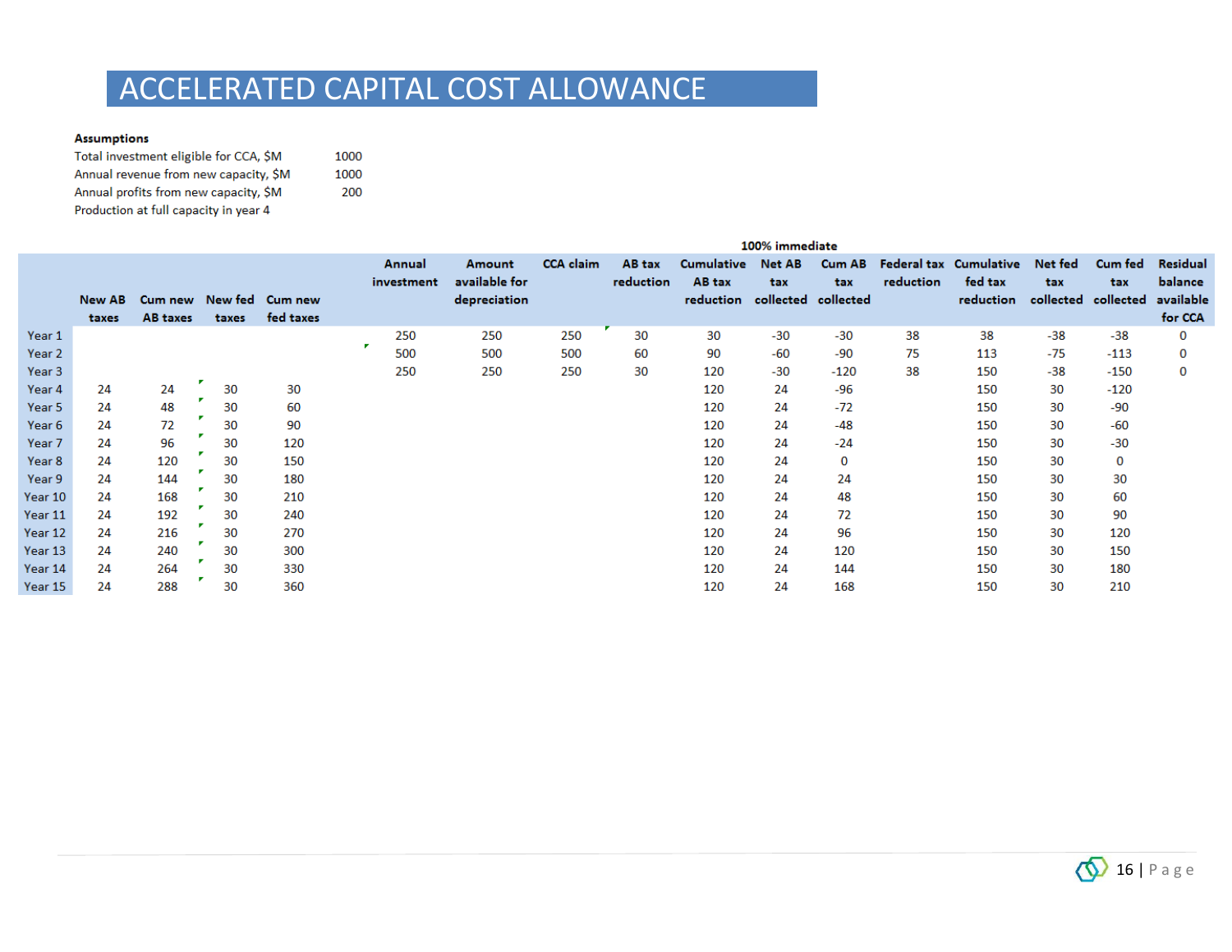# ACCELERATED CAPITAL COST ALLOWANCE

**Assumptions**

| | |
|---|---|
| Total investment eligible for CCA, $M | 1000 |
| Annual revenue from new capacity, $M | 1000 |
| Annual profits from new capacity, $M | 200 |
| Production at full capacity in year 4 | |

| | | | | | | | | | 100% immediate | | | | | | | |
|---|---|---|---|---|---|---|---|---|---|---|---|---|---|---|---|---|
| | New AB taxes | Cum new AB taxes | New fed taxes | Cum new fed taxes | Annual investment | Amount available for depreciation | CCA claim | AB tax reduction | Cumulative AB tax reduction | Net AB tax collected | Cum AB tax collected | Federal tax reduction | Cumulative fed tax reduction | Net fed tax collected | Cum fed tax collected | Residual balance available for CCA |
| Year 1 | | | | | 250 | 250 | 250 | 30 | 30 | -30 | -30 | 38 | 38 | -38 | -38 | 0 |
| Year 2 | | | | | 500 | 500 | 500 | 60 | 90 | -60 | -90 | 75 | 113 | -75 | -113 | 0 |
| Year 3 | | | | | 250 | 250 | 250 | 30 | 120 | -30 | -120 | 38 | 150 | -38 | -150 | 0 |
| Year 4 | 24 | 24 | 30 | 30 | | | | | 120 | 24 | -96 | | 150 | 30 | -120 | |
| Year 5 | 24 | 48 | 30 | 60 | | | | | 120 | 24 | -72 | | 150 | 30 | -90 | |
| Year 6 | 24 | 72 | 30 | 90 | | | | | 120 | 24 | -48 | | 150 | 30 | -60 | |
| Year 7 | 24 | 96 | 30 | 120 | | | | | 120 | 24 | -24 | | 150 | 30 | -30 | |
| Year 8 | 24 | 120 | 30 | 150 | | | | | 120 | 24 | 0 | | 150 | 30 | 0 | |
| Year 9 | 24 | 144 | 30 | 180 | | | | | 120 | 24 | 24 | | 150 | 30 | 30 | |
| Year 10 | 24 | 168 | 30 | 210 | | | | | 120 | 24 | 48 | | 150 | 30 | 60 | |
| Year 11 | 24 | 192 | 30 | 240 | | | | | 120 | 24 | 72 | | 150 | 30 | 90 | |
| Year 12 | 24 | 216 | 30 | 270 | | | | | 120 | 24 | 96 | | 150 | 30 | 120 | |
| Year 13 | 24 | 240 | 30 | 300 | | | | | 120 | 24 | 120 | | 150 | 30 | 150 | |
| Year 14 | 24 | 264 | 30 | 330 | | | | | 120 | 24 | 144 | | 150 | 30 | 180 | |
| Year 15 | 24 | 288 | 30 | 360 | | | | | 120 | 24 | 168 | | 150 | 30 | 210 | |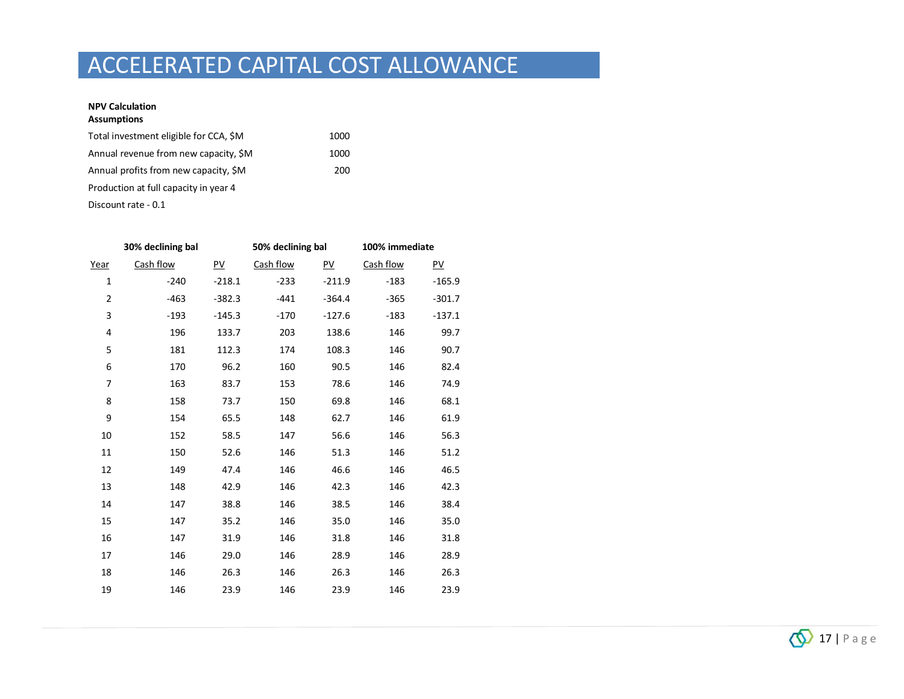# ACCELERATED CAPITAL COST ALLOWANCE

**NPV Calculation**
**Assumptions**

| | |
|---|---|
| Total investment eligible for CCA, $M | 1000 |
| Annual revenue from new capacity, $M | 1000 |
| Annual profits from new capacity, $M | 200 |
| Production at full capacity in year 4 | |
| Discount rate - 0.1 | |

| | **30% declining bal** | | **50% declining bal** | | **100% immediate** | |
|---|---|---|---|---|---|---|
| Year | Cash flow | PV | Cash flow | PV | Cash flow | PV |
| 1 | -240 | -218.1 | -233 | -211.9 | -183 | -165.9 |
| 2 | -463 | -382.3 | -441 | -364.4 | -365 | -301.7 |
| 3 | -193 | -145.3 | -170 | -127.6 | -183 | -137.1 |
| 4 | 196 | 133.7 | 203 | 138.6 | 146 | 99.7 |
| 5 | 181 | 112.3 | 174 | 108.3 | 146 | 90.7 |
| 6 | 170 | 96.2 | 160 | 90.5 | 146 | 82.4 |
| 7 | 163 | 83.7 | 153 | 78.6 | 146 | 74.9 |
| 8 | 158 | 73.7 | 150 | 69.8 | 146 | 68.1 |
| 9 | 154 | 65.5 | 148 | 62.7 | 146 | 61.9 |
| 10 | 152 | 58.5 | 147 | 56.6 | 146 | 56.3 |
| 11 | 150 | 52.6 | 146 | 51.3 | 146 | 51.2 |
| 12 | 149 | 47.4 | 146 | 46.6 | 146 | 46.5 |
| 13 | 148 | 42.9 | 146 | 42.3 | 146 | 42.3 |
| 14 | 147 | 38.8 | 146 | 38.5 | 146 | 38.4 |
| 15 | 147 | 35.2 | 146 | 35.0 | 146 | 35.0 |
| 16 | 147 | 31.9 | 146 | 31.8 | 146 | 31.8 |
| 17 | 146 | 29.0 | 146 | 28.9 | 146 | 28.9 |
| 18 | 146 | 26.3 | 146 | 26.3 | 146 | 26.3 |
| 19 | 146 | 23.9 | 146 | 23.9 | 146 | 23.9 |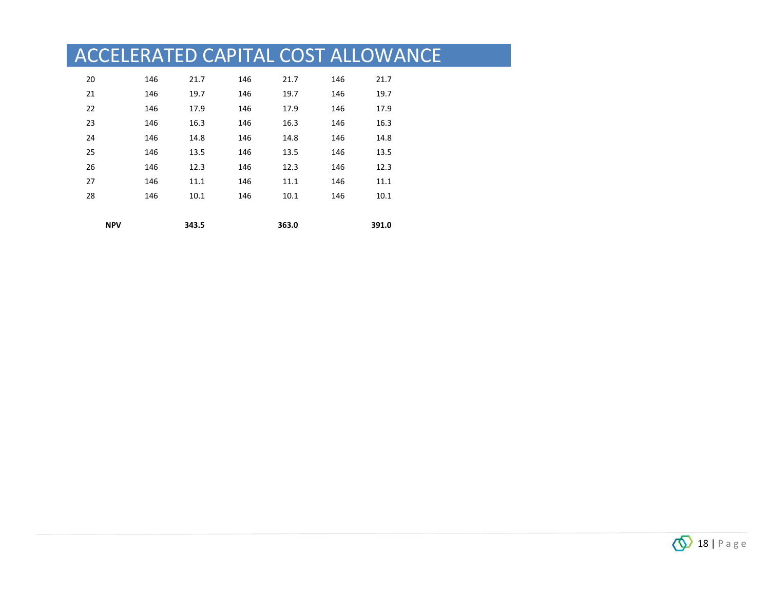# ACCELERATED CAPITAL COST ALLOWANCE

| | | | | | | |
|---|---|---|---|---|---|---|
| 20 | 146 | 21.7 | 146 | 21.7 | 146 | 21.7 |
| 21 | 146 | 19.7 | 146 | 19.7 | 146 | 19.7 |
| 22 | 146 | 17.9 | 146 | 17.9 | 146 | 17.9 |
| 23 | 146 | 16.3 | 146 | 16.3 | 146 | 16.3 |
| 24 | 146 | 14.8 | 146 | 14.8 | 146 | 14.8 |
| 25 | 146 | 13.5 | 146 | 13.5 | 146 | 13.5 |
| 26 | 146 | 12.3 | 146 | 12.3 | 146 | 12.3 |
| 27 | 146 | 11.1 | 146 | 11.1 | 146 | 11.1 |
| 28 | 146 | 10.1 | 146 | 10.1 | 146 | 10.1 |
| | | | | | | |
| **NPV** | | **343.5** | | **363.0** | | **391.0** |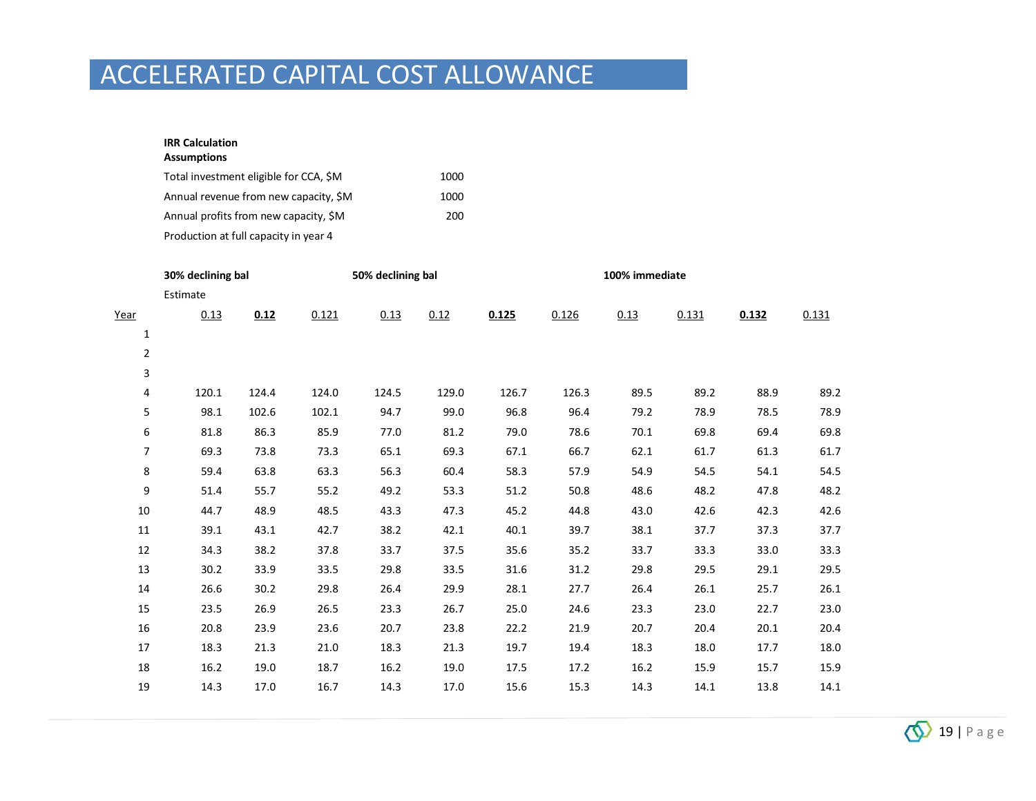# ACCELERATED CAPITAL COST ALLOWANCE

**IRR Calculation**
**Assumptions**

| | |
|---|---|
| Total investment eligible for CCA, $M | 1000 |
| Annual revenue from new capacity, $M | 1000 |
| Annual profits from new capacity, $M | 200 |
| Production at full capacity in year 4 | |

| | **30% declining bal** | | | **50% declining bal** | | | | **100% immediate** | | | |
|---|---|---|---|---|---|---|---|---|---|---|---|
| | Estimate | | | | | | | | | | |
| Year | 0.13 | **0.12** | 0.121 | 0.13 | 0.12 | **0.125** | 0.126 | 0.13 | 0.131 | **0.132** | 0.131 |
| 1 | | | | | | | | | | | |
| 2 | | | | | | | | | | | |
| 3 | | | | | | | | | | | |
| 4 | 120.1 | 124.4 | 124.0 | 124.5 | 129.0 | 126.7 | 126.3 | 89.5 | 89.2 | 88.9 | 89.2 |
| 5 | 98.1 | 102.6 | 102.1 | 94.7 | 99.0 | 96.8 | 96.4 | 79.2 | 78.9 | 78.5 | 78.9 |
| 6 | 81.8 | 86.3 | 85.9 | 77.0 | 81.2 | 79.0 | 78.6 | 70.1 | 69.8 | 69.4 | 69.8 |
| 7 | 69.3 | 73.8 | 73.3 | 65.1 | 69.3 | 67.1 | 66.7 | 62.1 | 61.7 | 61.3 | 61.7 |
| 8 | 59.4 | 63.8 | 63.3 | 56.3 | 60.4 | 58.3 | 57.9 | 54.9 | 54.5 | 54.1 | 54.5 |
| 9 | 51.4 | 55.7 | 55.2 | 49.2 | 53.3 | 51.2 | 50.8 | 48.6 | 48.2 | 47.8 | 48.2 |
| 10 | 44.7 | 48.9 | 48.5 | 43.3 | 47.3 | 45.2 | 44.8 | 43.0 | 42.6 | 42.3 | 42.6 |
| 11 | 39.1 | 43.1 | 42.7 | 38.2 | 42.1 | 40.1 | 39.7 | 38.1 | 37.7 | 37.3 | 37.7 |
| 12 | 34.3 | 38.2 | 37.8 | 33.7 | 37.5 | 35.6 | 35.2 | 33.7 | 33.3 | 33.0 | 33.3 |
| 13 | 30.2 | 33.9 | 33.5 | 29.8 | 33.5 | 31.6 | 31.2 | 29.8 | 29.5 | 29.1 | 29.5 |
| 14 | 26.6 | 30.2 | 29.8 | 26.4 | 29.9 | 28.1 | 27.7 | 26.4 | 26.1 | 25.7 | 26.1 |
| 15 | 23.5 | 26.9 | 26.5 | 23.3 | 26.7 | 25.0 | 24.6 | 23.3 | 23.0 | 22.7 | 23.0 |
| 16 | 20.8 | 23.9 | 23.6 | 20.7 | 23.8 | 22.2 | 21.9 | 20.7 | 20.4 | 20.1 | 20.4 |
| 17 | 18.3 | 21.3 | 21.0 | 18.3 | 21.3 | 19.7 | 19.4 | 18.3 | 18.0 | 17.7 | 18.0 |
| 18 | 16.2 | 19.0 | 18.7 | 16.2 | 19.0 | 17.5 | 17.2 | 16.2 | 15.9 | 15.7 | 15.9 |
| 19 | 14.3 | 17.0 | 16.7 | 14.3 | 17.0 | 15.6 | 15.3 | 14.3 | 14.1 | 13.8 | 14.1 |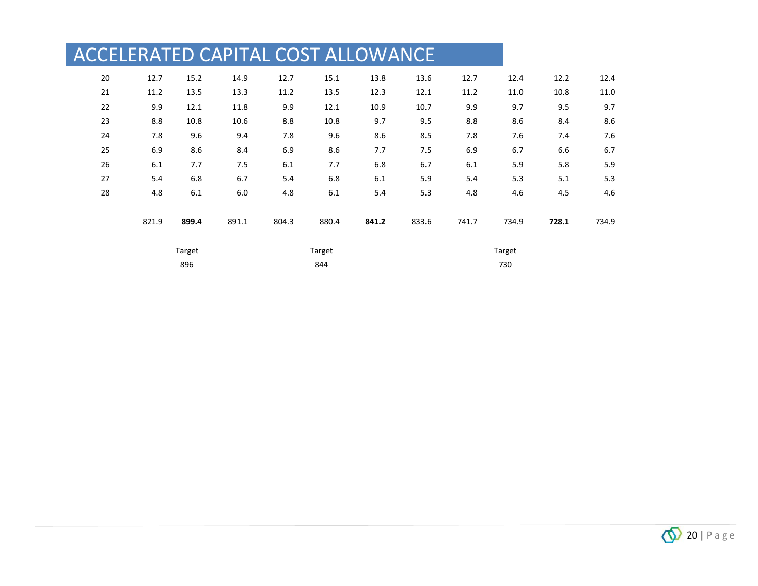# ACCELERATED CAPITAL COST ALLOWANCE

| | | | | | | | | | | | |
|---|---|---|---|---|---|---|---|---|---|---|---|
| 20 | 12.7 | 15.2 | 14.9 | 12.7 | 15.1 | 13.8 | 13.6 | 12.7 | 12.4 | 12.2 | 12.4 |
| 21 | 11.2 | 13.5 | 13.3 | 11.2 | 13.5 | 12.3 | 12.1 | 11.2 | 11.0 | 10.8 | 11.0 |
| 22 | 9.9 | 12.1 | 11.8 | 9.9 | 12.1 | 10.9 | 10.7 | 9.9 | 9.7 | 9.5 | 9.7 |
| 23 | 8.8 | 10.8 | 10.6 | 8.8 | 10.8 | 9.7 | 9.5 | 8.8 | 8.6 | 8.4 | 8.6 |
| 24 | 7.8 | 9.6 | 9.4 | 7.8 | 9.6 | 8.6 | 8.5 | 7.8 | 7.6 | 7.4 | 7.6 |
| 25 | 6.9 | 8.6 | 8.4 | 6.9 | 8.6 | 7.7 | 7.5 | 6.9 | 6.7 | 6.6 | 6.7 |
| 26 | 6.1 | 7.7 | 7.5 | 6.1 | 7.7 | 6.8 | 6.7 | 6.1 | 5.9 | 5.8 | 5.9 |
| 27 | 5.4 | 6.8 | 6.7 | 5.4 | 6.8 | 6.1 | 5.9 | 5.4 | 5.3 | 5.1 | 5.3 |
| 28 | 4.8 | 6.1 | 6.0 | 4.8 | 6.1 | 5.4 | 5.3 | 4.8 | 4.6 | 4.5 | 4.6 |
| | | | | | | | | | | | |
| | 821.9 | **899.4** | 891.1 | 804.3 | 880.4 | **841.2** | 833.6 | 741.7 | 734.9 | **728.1** | 734.9 |
| | | | | | | | | | | | |
| | | Target | | | Target | | | | Target | | |
| | | 896 | | | 844 | | | | 730 | | |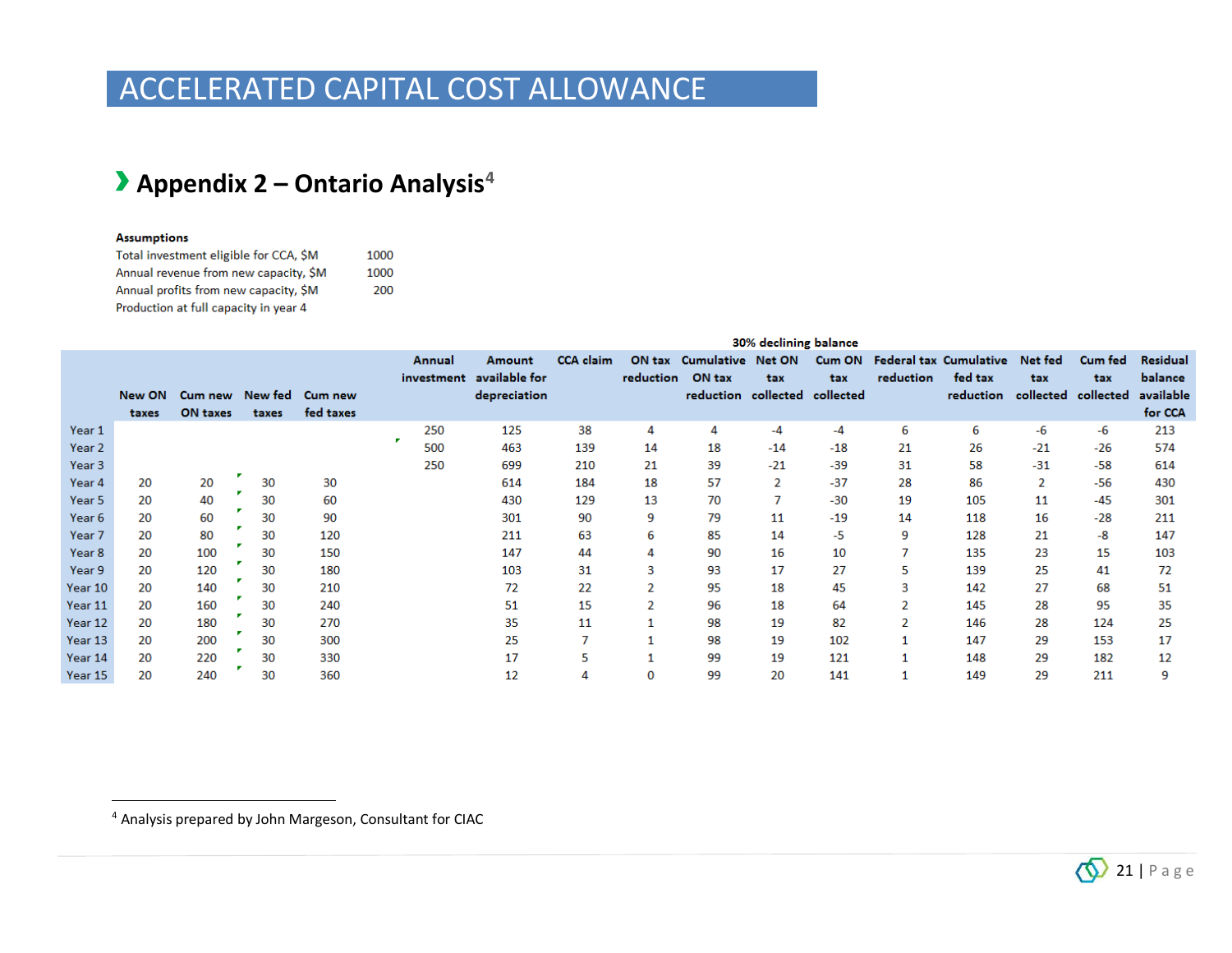# ACCELERATED CAPITAL COST ALLOWANCE

## Appendix 2 – Ontario Analysis[4]

**Assumptions**

| | |
|---|---|
| Total investment eligible for CCA, $M | 1000 |
| Annual revenue from new capacity, $M | 1000 |
| Annual profits from new capacity, $M | 200 |
| Production at full capacity in year 4 | |

| | New ON taxes | Cum new ON taxes | New fed taxes | Cum new fed taxes | Annual investment | Amount available for depreciation | CCA claim | ON tax reduction | Cumulative ON tax reduction | Net ON tax collected | Cum ON tax collected | Federal tax reduction | Cumulative fed tax reduction | Net fed tax collected | Cum fed tax collected | Residual balance available for CCA |
|---|---|---|---|---|---|---|---|---|---|---|---|---|---|---|---|---|
| | | | | | | 30% declining balance | | | | | | | | | | |
| Year 1 | | | | | 250 | 125 | 38 | 4 | 4 | -4 | -4 | 6 | 6 | -6 | -6 | 213 |
| Year 2 | | | | | 500 | 463 | 139 | 14 | 18 | -14 | -18 | 21 | 26 | -21 | -26 | 574 |
| Year 3 | | | | | 250 | 699 | 210 | 21 | 39 | -21 | -39 | 31 | 58 | -31 | -58 | 614 |
| Year 4 | 20 | 20 | 30 | 30 | | 614 | 184 | 18 | 57 | 2 | -37 | 28 | 86 | 2 | -56 | 430 |
| Year 5 | 20 | 40 | 30 | 60 | | 430 | 129 | 13 | 70 | 7 | -30 | 19 | 105 | 11 | -45 | 301 |
| Year 6 | 20 | 60 | 30 | 90 | | 301 | 90 | 9 | 79 | 11 | -19 | 14 | 118 | 16 | -28 | 211 |
| Year 7 | 20 | 80 | 30 | 120 | | 211 | 63 | 6 | 85 | 14 | -5 | 9 | 128 | 21 | -8 | 147 |
| Year 8 | 20 | 100 | 30 | 150 | | 147 | 44 | 4 | 90 | 16 | 10 | 7 | 135 | 23 | 15 | 103 |
| Year 9 | 20 | 120 | 30 | 180 | | 103 | 31 | 3 | 93 | 17 | 27 | 5 | 139 | 25 | 41 | 72 |
| Year 10 | 20 | 140 | 30 | 210 | | 72 | 22 | 2 | 95 | 18 | 45 | 3 | 142 | 27 | 68 | 51 |
| Year 11 | 20 | 160 | 30 | 240 | | 51 | 15 | 2 | 96 | 18 | 64 | 2 | 145 | 28 | 95 | 35 |
| Year 12 | 20 | 180 | 30 | 270 | | 35 | 11 | 1 | 98 | 19 | 82 | 2 | 146 | 28 | 124 | 25 |
| Year 13 | 20 | 200 | 30 | 300 | | 25 | 7 | 1 | 98 | 19 | 102 | 1 | 147 | 29 | 153 | 17 |
| Year 14 | 20 | 220 | 30 | 330 | | 17 | 5 | 1 | 99 | 19 | 121 | 1 | 148 | 29 | 182 | 12 |
| Year 15 | 20 | 240 | 30 | 360 | | 12 | 4 | 0 | 99 | 20 | 141 | 1 | 149 | 29 | 211 | 9 |

[4] Analysis prepared by John Margeson, Consultant for CIAC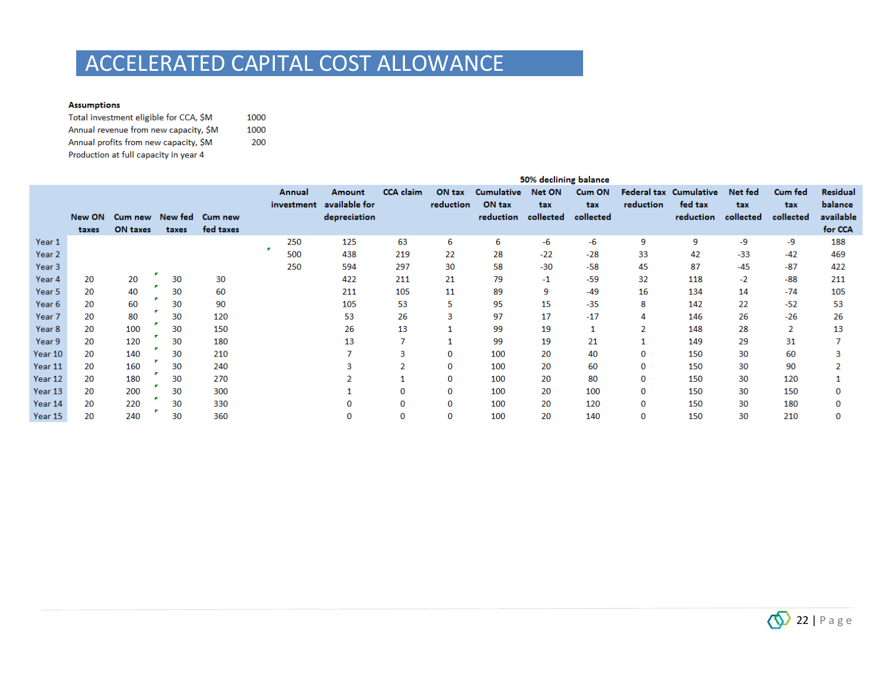# ACCELERATED CAPITAL COST ALLOWANCE

**Assumptions**

| | |
|---|---|
| Total investment eligible for CCA, $M | 1000 |
| Annual revenue from new capacity, $M | 1000 |
| Annual profits from new capacity, $M | 200 |
| Production at full capacity in year 4 | |

| | | | | | | | | | | 50% declining balance | | | | | | | |
|---|---|---|---|---|---|---|---|---|---|---|---|---|---|---|---|---|---|
| | New ON taxes | Cum new ON taxes | New fed taxes | Cum new fed taxes | Annual investment | Amount available for depreciation | CCA claim | ON tax reduction | Cumulative ON tax reduction | Net ON tax collected | Cum ON tax collected | Federal tax reduction | Cumulative fed tax reduction | Net fed tax collected | Cum fed tax collected | Residual balance available for CCA |
| Year 1 | | | | | 250 | 125 | 63 | 6 | 6 | -6 | -6 | 9 | 9 | -9 | -9 | 188 |
| Year 2 | | | | | 500 | 438 | 219 | 22 | 28 | -22 | -28 | 33 | 42 | -33 | -42 | 469 |
| Year 3 | | | | | 250 | 594 | 297 | 30 | 58 | -30 | -58 | 45 | 87 | -45 | -87 | 422 |
| Year 4 | 20 | 20 | 30 | 30 | | 422 | 211 | 21 | 79 | -1 | -59 | 32 | 118 | -2 | -88 | 211 |
| Year 5 | 20 | 40 | 30 | 60 | | 211 | 105 | 11 | 89 | 9 | -49 | 16 | 134 | 14 | -74 | 105 |
| Year 6 | 20 | 60 | 30 | 90 | | 105 | 53 | 5 | 95 | 15 | -35 | 8 | 142 | 22 | -52 | 53 |
| Year 7 | 20 | 80 | 30 | 120 | | 53 | 26 | 3 | 97 | 17 | -17 | 4 | 146 | 26 | -26 | 26 |
| Year 8 | 20 | 100 | 30 | 150 | | 26 | 13 | 1 | 99 | 19 | 1 | 2 | 148 | 28 | 2 | 13 |
| Year 9 | 20 | 120 | 30 | 180 | | 13 | 7 | 1 | 99 | 19 | 21 | 1 | 149 | 29 | 31 | 7 |
| Year 10 | 20 | 140 | 30 | 210 | | 7 | 3 | 0 | 100 | 20 | 40 | 0 | 150 | 30 | 60 | 3 |
| Year 11 | 20 | 160 | 30 | 240 | | 3 | 2 | 0 | 100 | 20 | 60 | 0 | 150 | 30 | 90 | 2 |
| Year 12 | 20 | 180 | 30 | 270 | | 2 | 1 | 0 | 100 | 20 | 80 | 0 | 150 | 30 | 120 | 1 |
| Year 13 | 20 | 200 | 30 | 300 | | 1 | 0 | 0 | 100 | 20 | 100 | 0 | 150 | 30 | 150 | 0 |
| Year 14 | 20 | 220 | 30 | 330 | | 0 | 0 | 0 | 100 | 20 | 120 | 0 | 150 | 30 | 180 | 0 |
| Year 15 | 20 | 240 | 30 | 360 | | 0 | 0 | 0 | 100 | 20 | 140 | 0 | 150 | 30 | 210 | 0 |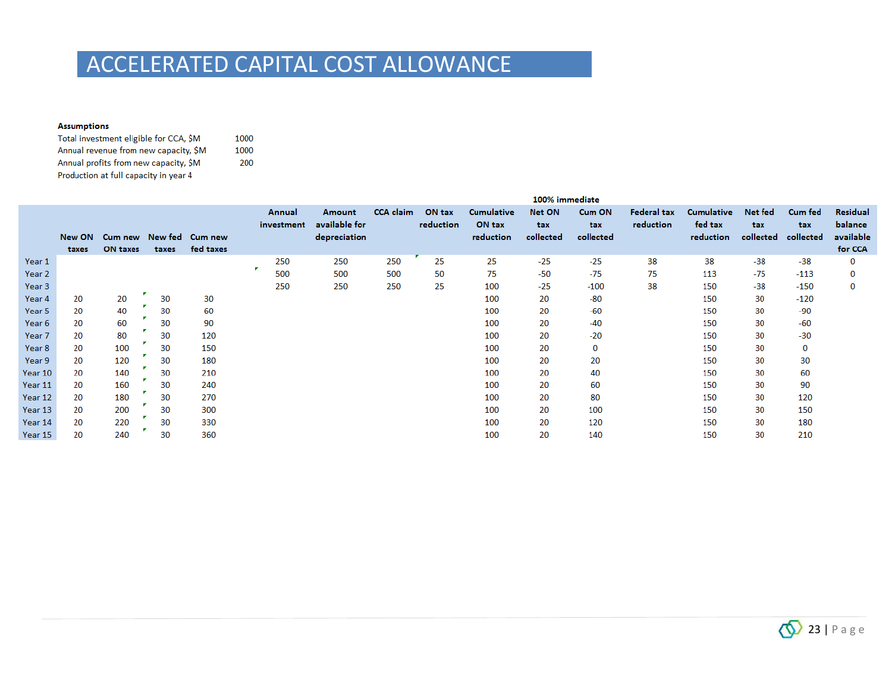# ACCELERATED CAPITAL COST ALLOWANCE

**Assumptions**

| | |
|---|---|
| Total investment eligible for CCA, $M | 1000 |
| Annual revenue from new capacity, $M | 1000 |
| Annual profits from new capacity, $M | 200 |
| Production at full capacity in year 4 | |

| | | | | | 100% immediate | | | | | | | | | | | | |
|---|---|---|---|---|---|---|---|---|---|---|---|---|---|---|---|---|---|
| | New ON taxes | Cum new ON taxes | New fed taxes | Cum new fed taxes | Annual investment | Amount available for depreciation | CCA claim | ON tax reduction | Cumulative ON tax reduction | Net ON tax collected | Cum ON tax collected | Federal tax reduction | Cumulative fed tax reduction | Net fed tax collected | Cum fed tax collected | Residual balance available for CCA |
| Year 1 | | | | | 250 | 250 | 250 | 25 | 25 | -25 | -25 | 38 | 38 | -38 | -38 | 0 |
| Year 2 | | | | | 500 | 500 | 500 | 50 | 75 | -50 | -75 | 75 | 113 | -75 | -113 | 0 |
| Year 3 | | | | | 250 | 250 | 250 | 25 | 100 | -25 | -100 | 38 | 150 | -38 | -150 | 0 |
| Year 4 | 20 | 20 | 30 | 30 | | | | | 100 | 20 | -80 | | 150 | 30 | -120 | |
| Year 5 | 20 | 40 | 30 | 60 | | | | | 100 | 20 | -60 | | 150 | 30 | -90 | |
| Year 6 | 20 | 60 | 30 | 90 | | | | | 100 | 20 | -40 | | 150 | 30 | -60 | |
| Year 7 | 20 | 80 | 30 | 120 | | | | | 100 | 20 | -20 | | 150 | 30 | -30 | |
| Year 8 | 20 | 100 | 30 | 150 | | | | | 100 | 20 | 0 | | 150 | 30 | 0 | |
| Year 9 | 20 | 120 | 30 | 180 | | | | | 100 | 20 | 20 | | 150 | 30 | 30 | |
| Year 10 | 20 | 140 | 30 | 210 | | | | | 100 | 20 | 40 | | 150 | 30 | 60 | |
| Year 11 | 20 | 160 | 30 | 240 | | | | | 100 | 20 | 60 | | 150 | 30 | 90 | |
| Year 12 | 20 | 180 | 30 | 270 | | | | | 100 | 20 | 80 | | 150 | 30 | 120 | |
| Year 13 | 20 | 200 | 30 | 300 | | | | | 100 | 20 | 100 | | 150 | 30 | 150 | |
| Year 14 | 20 | 220 | 30 | 330 | | | | | 100 | 20 | 120 | | 150 | 30 | 180 | |
| Year 15 | 20 | 240 | 30 | 360 | | | | | 100 | 20 | 140 | | 150 | 30 | 210 | |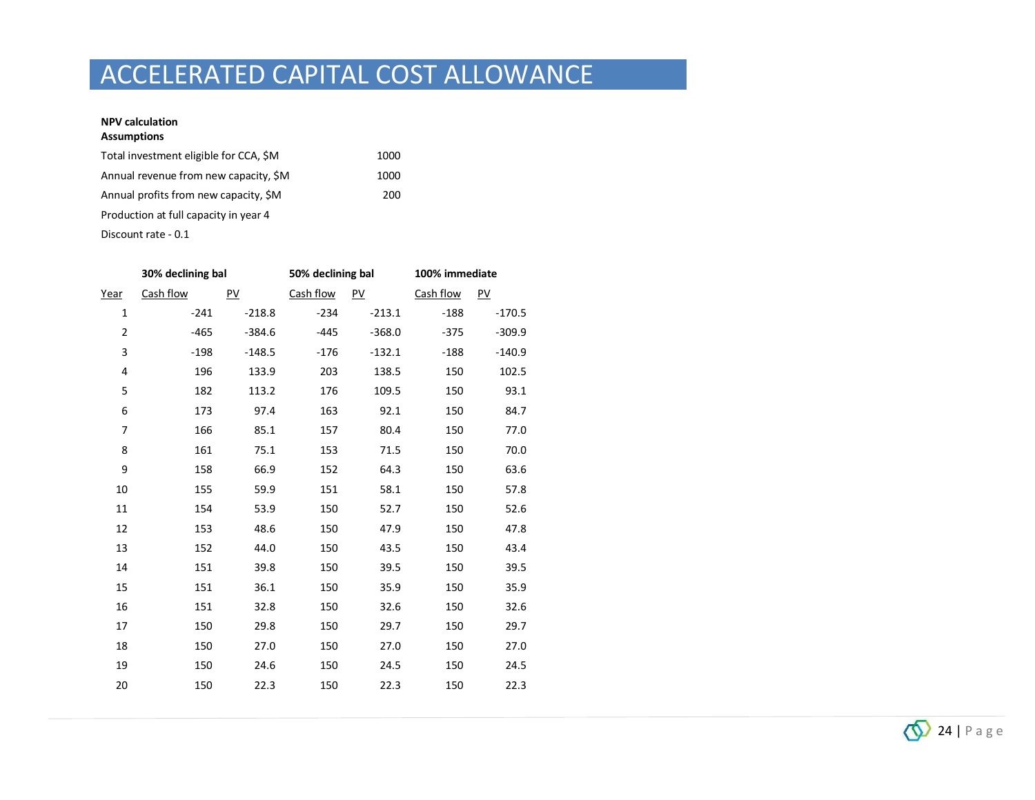# ACCELERATED CAPITAL COST ALLOWANCE

**NPV calculation**
**Assumptions**

| | |
|---|---|
| Total investment eligible for CCA, $M | 1000 |
| Annual revenue from new capacity, $M | 1000 |
| Annual profits from new capacity, $M | 200 |
| Production at full capacity in year 4 | |
| Discount rate - 0.1 | |

| | **30% declining bal** | | **50% declining bal** | | **100% immediate** | |
|---|---|---|---|---|---|---|
| Year | Cash flow | PV | Cash flow | PV | Cash flow | PV |
| 1 | -241 | -218.8 | -234 | -213.1 | -188 | -170.5 |
| 2 | -465 | -384.6 | -445 | -368.0 | -375 | -309.9 |
| 3 | -198 | -148.5 | -176 | -132.1 | -188 | -140.9 |
| 4 | 196 | 133.9 | 203 | 138.5 | 150 | 102.5 |
| 5 | 182 | 113.2 | 176 | 109.5 | 150 | 93.1 |
| 6 | 173 | 97.4 | 163 | 92.1 | 150 | 84.7 |
| 7 | 166 | 85.1 | 157 | 80.4 | 150 | 77.0 |
| 8 | 161 | 75.1 | 153 | 71.5 | 150 | 70.0 |
| 9 | 158 | 66.9 | 152 | 64.3 | 150 | 63.6 |
| 10 | 155 | 59.9 | 151 | 58.1 | 150 | 57.8 |
| 11 | 154 | 53.9 | 150 | 52.7 | 150 | 52.6 |
| 12 | 153 | 48.6 | 150 | 47.9 | 150 | 47.8 |
| 13 | 152 | 44.0 | 150 | 43.5 | 150 | 43.4 |
| 14 | 151 | 39.8 | 150 | 39.5 | 150 | 39.5 |
| 15 | 151 | 36.1 | 150 | 35.9 | 150 | 35.9 |
| 16 | 151 | 32.8 | 150 | 32.6 | 150 | 32.6 |
| 17 | 150 | 29.8 | 150 | 29.7 | 150 | 29.7 |
| 18 | 150 | 27.0 | 150 | 27.0 | 150 | 27.0 |
| 19 | 150 | 24.6 | 150 | 24.5 | 150 | 24.5 |
| 20 | 150 | 22.3 | 150 | 22.3 | 150 | 22.3 |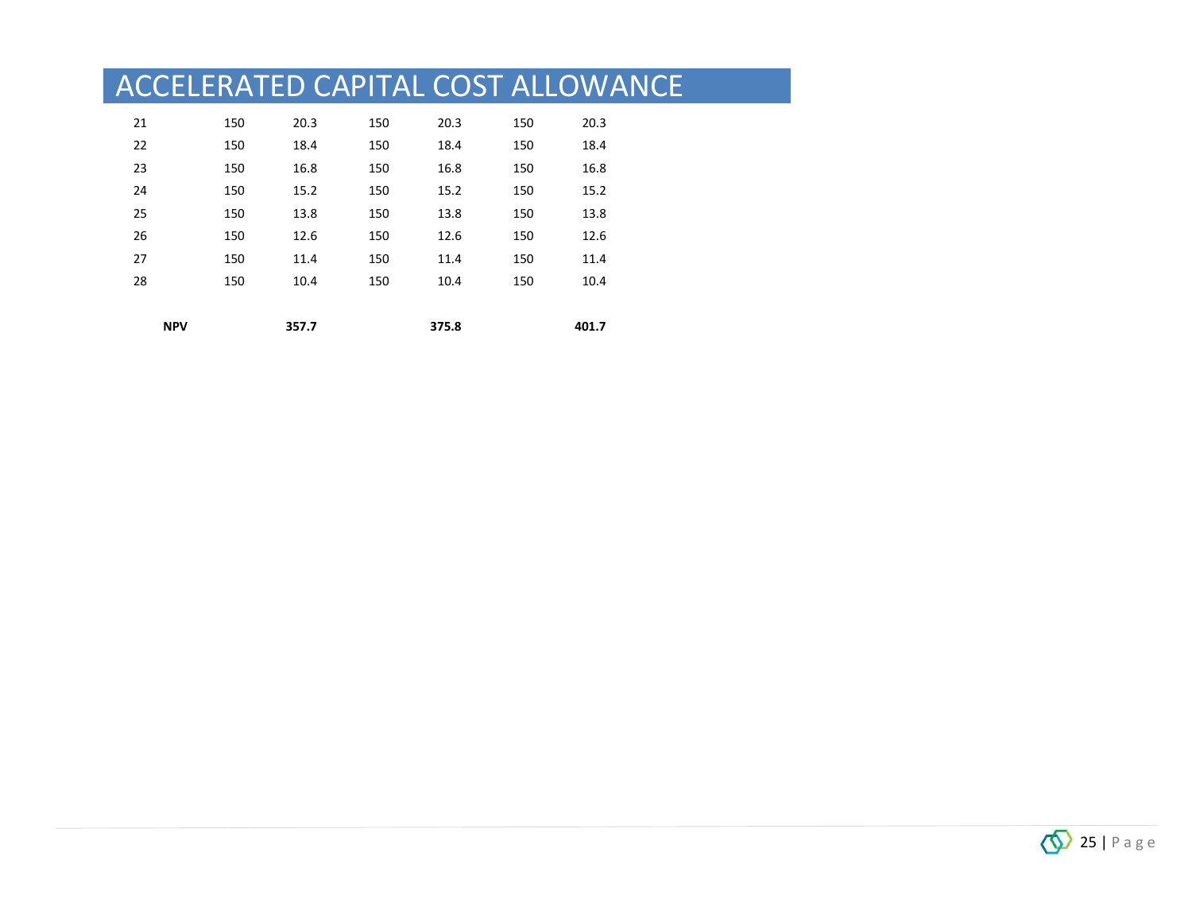# ACCELERATED CAPITAL COST ALLOWANCE

| | | | | | | |
|---|---|---|---|---|---|---|
| 21 | 150 | 20.3 | 150 | 20.3 | 150 | 20.3 |
| 22 | 150 | 18.4 | 150 | 18.4 | 150 | 18.4 |
| 23 | 150 | 16.8 | 150 | 16.8 | 150 | 16.8 |
| 24 | 150 | 15.2 | 150 | 15.2 | 150 | 15.2 |
| 25 | 150 | 13.8 | 150 | 13.8 | 150 | 13.8 |
| 26 | 150 | 12.6 | 150 | 12.6 | 150 | 12.6 |
| 27 | 150 | 11.4 | 150 | 11.4 | 150 | 11.4 |
| 28 | 150 | 10.4 | 150 | 10.4 | 150 | 10.4 |
| | | | | | | |
| **NPV** | | **357.7** | | **375.8** | | **401.7** |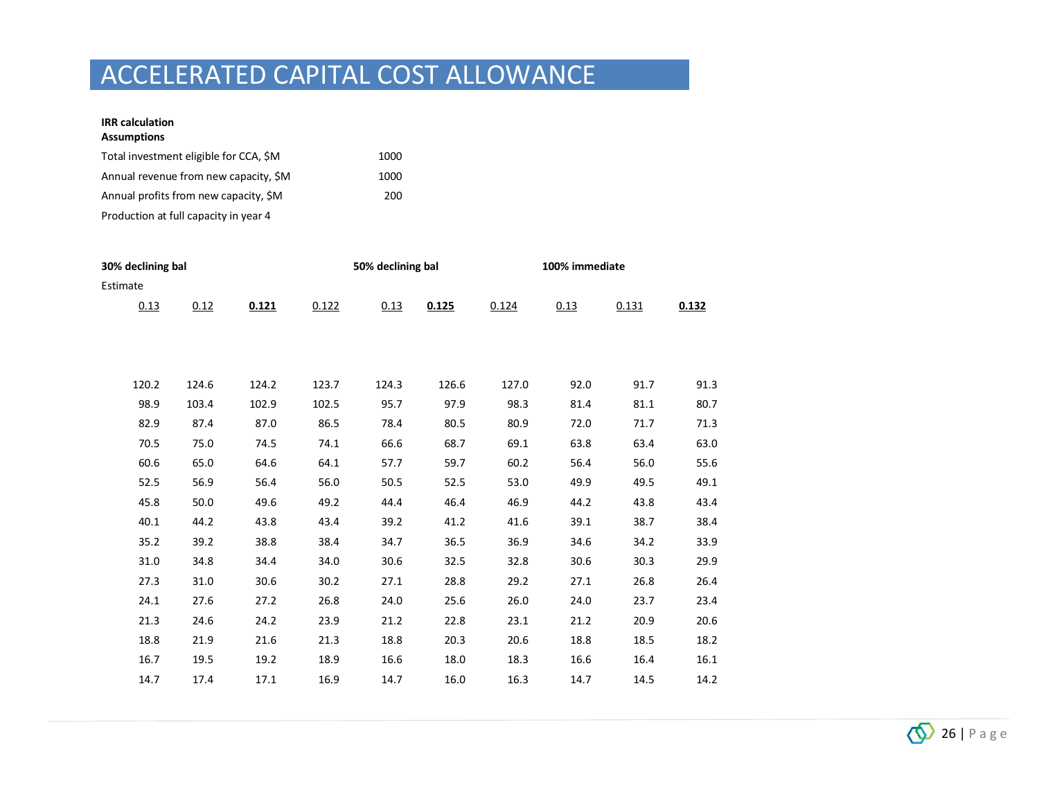# ACCELERATED CAPITAL COST ALLOWANCE

**IRR calculation**
**Assumptions**

| | |
|---|---|
| Total investment eligible for CCA, $M | 1000 |
| Annual revenue from new capacity, $M | 1000 |
| Annual profits from new capacity, $M | 200 |
| Production at full capacity in year 4 | |

| **30% declining bal** | | | | **50% declining bal** | | | **100% immediate** | | |
|---|---|---|---|---|---|---|---|---|---|
| Estimate | | | | | | | | | |
| 0.13 | 0.12 | **0.121** | 0.122 | 0.13 | **0.125** | 0.124 | 0.13 | 0.131 | **0.132** |
| 120.2 | 124.6 | 124.2 | 123.7 | 124.3 | 126.6 | 127.0 | 92.0 | 91.7 | 91.3 |
| 98.9 | 103.4 | 102.9 | 102.5 | 95.7 | 97.9 | 98.3 | 81.4 | 81.1 | 80.7 |
| 82.9 | 87.4 | 87.0 | 86.5 | 78.4 | 80.5 | 80.9 | 72.0 | 71.7 | 71.3 |
| 70.5 | 75.0 | 74.5 | 74.1 | 66.6 | 68.7 | 69.1 | 63.8 | 63.4 | 63.0 |
| 60.6 | 65.0 | 64.6 | 64.1 | 57.7 | 59.7 | 60.2 | 56.4 | 56.0 | 55.6 |
| 52.5 | 56.9 | 56.4 | 56.0 | 50.5 | 52.5 | 53.0 | 49.9 | 49.5 | 49.1 |
| 45.8 | 50.0 | 49.6 | 49.2 | 44.4 | 46.4 | 46.9 | 44.2 | 43.8 | 43.4 |
| 40.1 | 44.2 | 43.8 | 43.4 | 39.2 | 41.2 | 41.6 | 39.1 | 38.7 | 38.4 |
| 35.2 | 39.2 | 38.8 | 38.4 | 34.7 | 36.5 | 36.9 | 34.6 | 34.2 | 33.9 |
| 31.0 | 34.8 | 34.4 | 34.0 | 30.6 | 32.5 | 32.8 | 30.6 | 30.3 | 29.9 |
| 27.3 | 31.0 | 30.6 | 30.2 | 27.1 | 28.8 | 29.2 | 27.1 | 26.8 | 26.4 |
| 24.1 | 27.6 | 27.2 | 26.8 | 24.0 | 25.6 | 26.0 | 24.0 | 23.7 | 23.4 |
| 21.3 | 24.6 | 24.2 | 23.9 | 21.2 | 22.8 | 23.1 | 21.2 | 20.9 | 20.6 |
| 18.8 | 21.9 | 21.6 | 21.3 | 18.8 | 20.3 | 20.6 | 18.8 | 18.5 | 18.2 |
| 16.7 | 19.5 | 19.2 | 18.9 | 16.6 | 18.0 | 18.3 | 16.6 | 16.4 | 16.1 |
| 14.7 | 17.4 | 17.1 | 16.9 | 14.7 | 16.0 | 16.3 | 14.7 | 14.5 | 14.2 |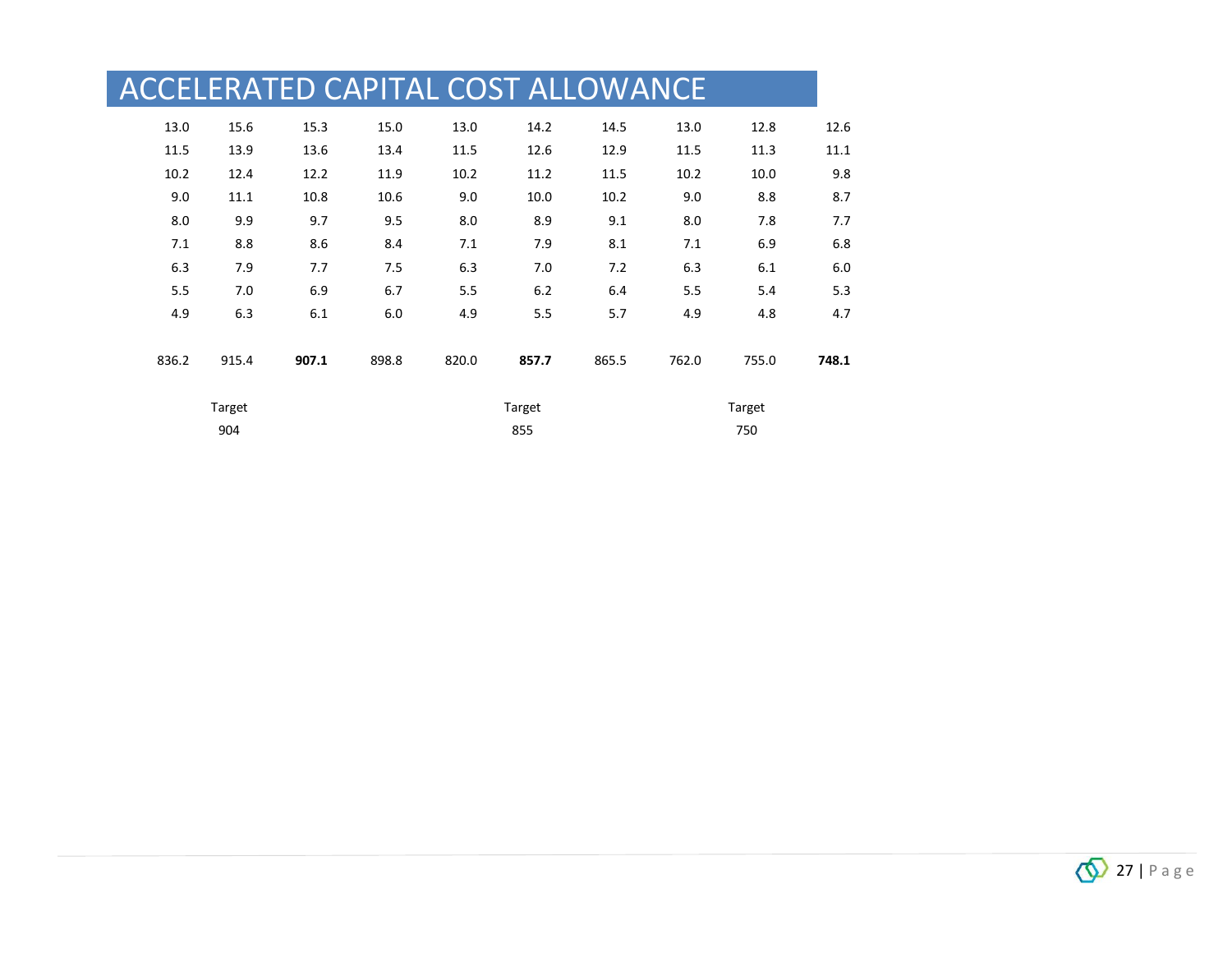# ACCELERATED CAPITAL COST ALLOWANCE

| | | | | | | | | | |
|---|---|---|---|---|---|---|---|---|---|
| 13.0 | 15.6 | 15.3 | 15.0 | 13.0 | 14.2 | 14.5 | 13.0 | 12.8 | 12.6 |
| 11.5 | 13.9 | 13.6 | 13.4 | 11.5 | 12.6 | 12.9 | 11.5 | 11.3 | 11.1 |
| 10.2 | 12.4 | 12.2 | 11.9 | 10.2 | 11.2 | 11.5 | 10.2 | 10.0 | 9.8 |
| 9.0 | 11.1 | 10.8 | 10.6 | 9.0 | 10.0 | 10.2 | 9.0 | 8.8 | 8.7 |
| 8.0 | 9.9 | 9.7 | 9.5 | 8.0 | 8.9 | 9.1 | 8.0 | 7.8 | 7.7 |
| 7.1 | 8.8 | 8.6 | 8.4 | 7.1 | 7.9 | 8.1 | 7.1 | 6.9 | 6.8 |
| 6.3 | 7.9 | 7.7 | 7.5 | 6.3 | 7.0 | 7.2 | 6.3 | 6.1 | 6.0 |
| 5.5 | 7.0 | 6.9 | 6.7 | 5.5 | 6.2 | 6.4 | 5.5 | 5.4 | 5.3 |
| 4.9 | 6.3 | 6.1 | 6.0 | 4.9 | 5.5 | 5.7 | 4.9 | 4.8 | 4.7 |
| | | | | | | | | | |
| 836.2 | 915.4 | **907.1** | 898.8 | 820.0 | **857.7** | 865.5 | 762.0 | 755.0 | **748.1** |
| | | | | | | | | | |
| | Target | | | | Target | | | Target | |
| | 904 | | | | 855 | | | 750 | |